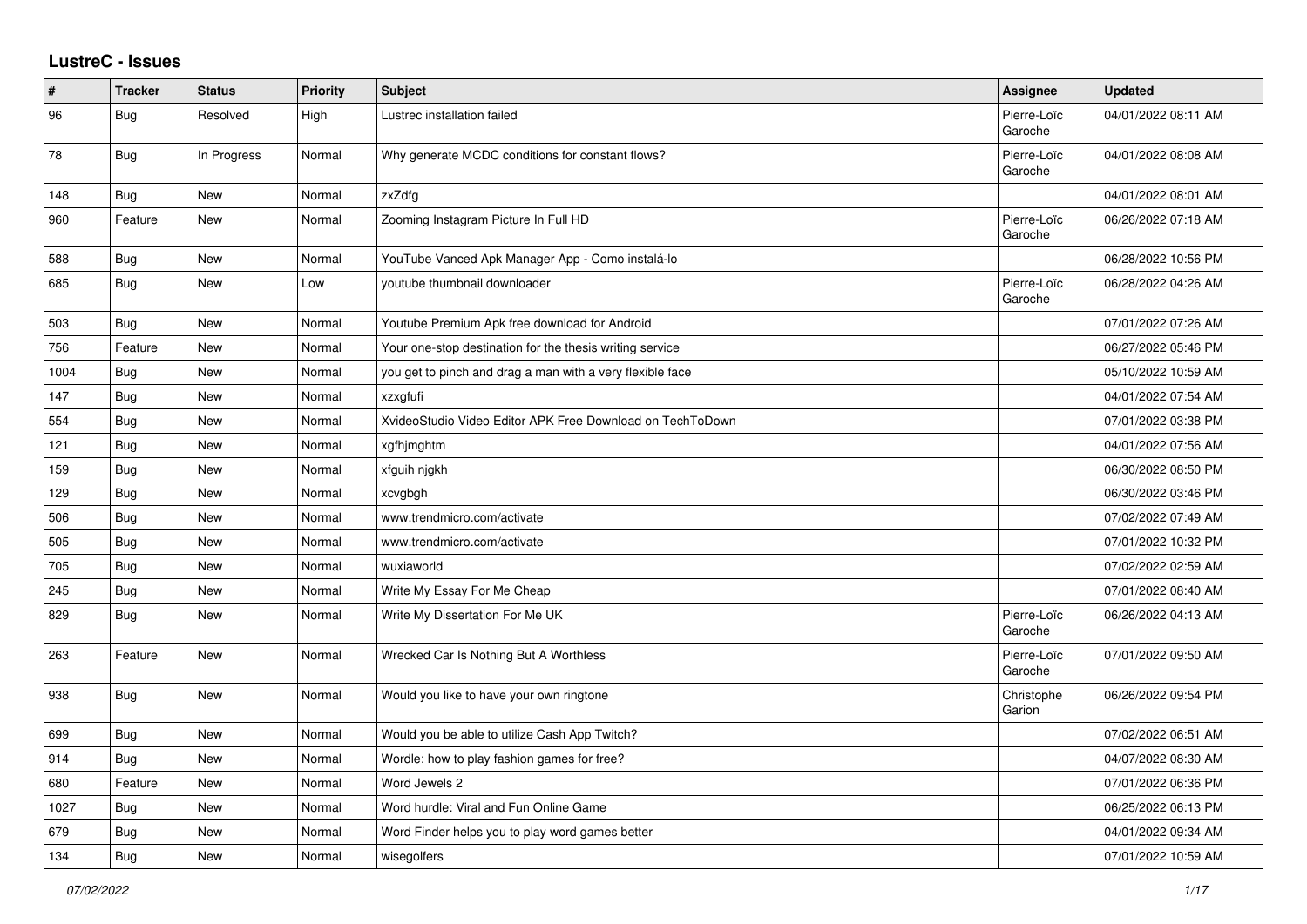# LustreC - Issues

| # | Tracker | Status | Priority | Subject | Assignee | Updated |
|---|---|---|---|---|---|---|
| 96 | Bug | Resolved | High | Lustrec installation failed | Pierre-Loïc Garoche | 04/01/2022 08:11 AM |
| 78 | Bug | In Progress | Normal | Why generate MCDC conditions for constant flows? | Pierre-Loïc Garoche | 04/01/2022 08:08 AM |
| 148 | Bug | New | Normal | zxZdfg | | 04/01/2022 08:01 AM |
| 960 | Feature | New | Normal | Zooming Instagram Picture In Full HD | Pierre-Loïc Garoche | 06/26/2022 07:18 AM |
| 588 | Bug | New | Normal | YouTube Vanced Apk Manager App - Como instalá-lo | | 06/28/2022 10:56 PM |
| 685 | Bug | New | Low | youtube thumbnail downloader | Pierre-Loïc Garoche | 06/28/2022 04:26 AM |
| 503 | Bug | New | Normal | Youtube Premium Apk free download for Android | | 07/01/2022 07:26 AM |
| 756 | Feature | New | Normal | Your one-stop destination for the thesis writing service | | 06/27/2022 05:46 PM |
| 1004 | Bug | New | Normal | you get to pinch and drag a man with a very flexible face | | 05/10/2022 10:59 AM |
| 147 | Bug | New | Normal | xzxgfufi | | 04/01/2022 07:54 AM |
| 554 | Bug | New | Normal | XvideoStudio Video Editor APK Free Download on TechToDown | | 07/01/2022 03:38 PM |
| 121 | Bug | New | Normal | xgfhjmghtm | | 04/01/2022 07:56 AM |
| 159 | Bug | New | Normal | xfguih njgkh | | 06/30/2022 08:50 PM |
| 129 | Bug | New | Normal | xcvgbgh | | 06/30/2022 03:46 PM |
| 506 | Bug | New | Normal | www.trendmicro.com/activate | | 07/02/2022 07:49 AM |
| 505 | Bug | New | Normal | www.trendmicro.com/activate | | 07/01/2022 10:32 PM |
| 705 | Bug | New | Normal | wuxiaworld | | 07/02/2022 02:59 AM |
| 245 | Bug | New | Normal | Write My Essay For Me Cheap | | 07/01/2022 08:40 AM |
| 829 | Bug | New | Normal | Write My Dissertation For Me UK | Pierre-Loïc Garoche | 06/26/2022 04:13 AM |
| 263 | Feature | New | Normal | Wrecked Car Is Nothing But A Worthless | Pierre-Loïc Garoche | 07/01/2022 09:50 AM |
| 938 | Bug | New | Normal | Would you like to have your own ringtone | Christophe Garion | 06/26/2022 09:54 PM |
| 699 | Bug | New | Normal | Would you be able to utilize Cash App Twitch? | | 07/02/2022 06:51 AM |
| 914 | Bug | New | Normal | Wordle: how to play fashion games for free? | | 04/07/2022 08:30 AM |
| 680 | Feature | New | Normal | Word Jewels 2 | | 07/01/2022 06:36 PM |
| 1027 | Bug | New | Normal | Word hurdle: Viral and Fun Online Game | | 06/25/2022 06:13 PM |
| 679 | Bug | New | Normal | Word Finder helps you to play word games better | | 04/01/2022 09:34 AM |
| 134 | Bug | New | Normal | wisegolfers | | 07/01/2022 10:59 AM |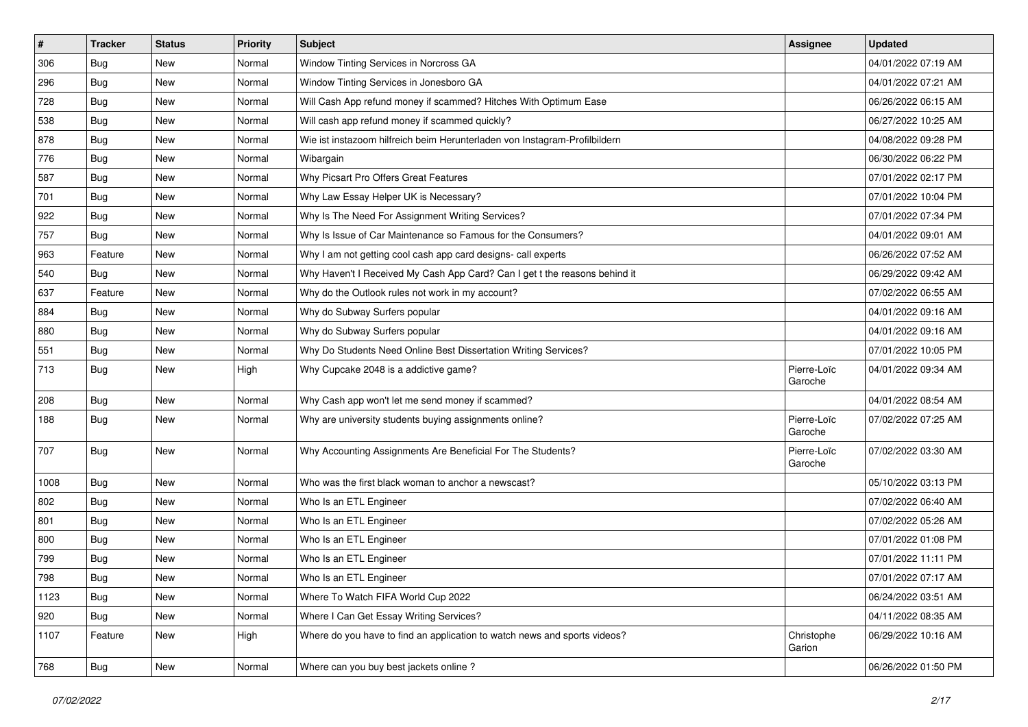| # | Tracker | Status | Priority | Subject | Assignee | Updated |
| --- | --- | --- | --- | --- | --- | --- |
| 306 | Bug | New | Normal | Window Tinting Services in Norcross GA | | 04/01/2022 07:19 AM |
| 296 | Bug | New | Normal | Window Tinting Services in Jonesboro GA | | 04/01/2022 07:21 AM |
| 728 | Bug | New | Normal | Will Cash App refund money if scammed? Hitches With Optimum Ease | | 06/26/2022 06:15 AM |
| 538 | Bug | New | Normal | Will cash app refund money if scammed quickly? | | 06/27/2022 10:25 AM |
| 878 | Bug | New | Normal | Wie ist instazoom hilfreich beim Herunterladen von Instagram-Profilbildern | | 04/08/2022 09:28 PM |
| 776 | Bug | New | Normal | Wibargain | | 06/30/2022 06:22 PM |
| 587 | Bug | New | Normal | Why Picsart Pro Offers Great Features | | 07/01/2022 02:17 PM |
| 701 | Bug | New | Normal | Why Law Essay Helper UK is Necessary? | | 07/01/2022 10:04 PM |
| 922 | Bug | New | Normal | Why Is The Need For Assignment Writing Services? | | 07/01/2022 07:34 PM |
| 757 | Bug | New | Normal | Why Is Issue of Car Maintenance so Famous for the Consumers? | | 04/01/2022 09:01 AM |
| 963 | Feature | New | Normal | Why I am not getting cool cash app card designs- call experts | | 06/26/2022 07:52 AM |
| 540 | Bug | New | Normal | Why Haven't I Received My Cash App Card? Can I get t the reasons behind it | | 06/29/2022 09:42 AM |
| 637 | Feature | New | Normal | Why do the Outlook rules not work in my account? | | 07/02/2022 06:55 AM |
| 884 | Bug | New | Normal | Why do Subway Surfers popular | | 04/01/2022 09:16 AM |
| 880 | Bug | New | Normal | Why do Subway Surfers popular | | 04/01/2022 09:16 AM |
| 551 | Bug | New | Normal | Why Do Students Need Online Best Dissertation Writing Services? | | 07/01/2022 10:05 PM |
| 713 | Bug | New | High | Why Cupcake 2048 is a addictive game? | Pierre-Loïc Garoche | 04/01/2022 09:34 AM |
| 208 | Bug | New | Normal | Why Cash app won't let me send money if scammed? | | 04/01/2022 08:54 AM |
| 188 | Bug | New | Normal | Why are university students buying assignments online? | Pierre-Loïc Garoche | 07/02/2022 07:25 AM |
| 707 | Bug | New | Normal | Why Accounting Assignments Are Beneficial For The Students? | Pierre-Loïc Garoche | 07/02/2022 03:30 AM |
| 1008 | Bug | New | Normal | Who was the first black woman to anchor a newscast? | | 05/10/2022 03:13 PM |
| 802 | Bug | New | Normal | Who Is an ETL Engineer | | 07/02/2022 06:40 AM |
| 801 | Bug | New | Normal | Who Is an ETL Engineer | | 07/02/2022 05:26 AM |
| 800 | Bug | New | Normal | Who Is an ETL Engineer | | 07/01/2022 01:08 PM |
| 799 | Bug | New | Normal | Who Is an ETL Engineer | | 07/01/2022 11:11 PM |
| 798 | Bug | New | Normal | Who Is an ETL Engineer | | 07/01/2022 07:17 AM |
| 1123 | Bug | New | Normal | Where To Watch FIFA World Cup 2022 | | 06/24/2022 03:51 AM |
| 920 | Bug | New | Normal | Where I Can Get Essay Writing Services? | | 04/11/2022 08:35 AM |
| 1107 | Feature | New | High | Where do you have to find an application to watch news and sports videos? | Christophe Garion | 06/29/2022 10:16 AM |
| 768 | Bug | New | Normal | Where can you buy best jackets online ? | | 06/26/2022 01:50 PM |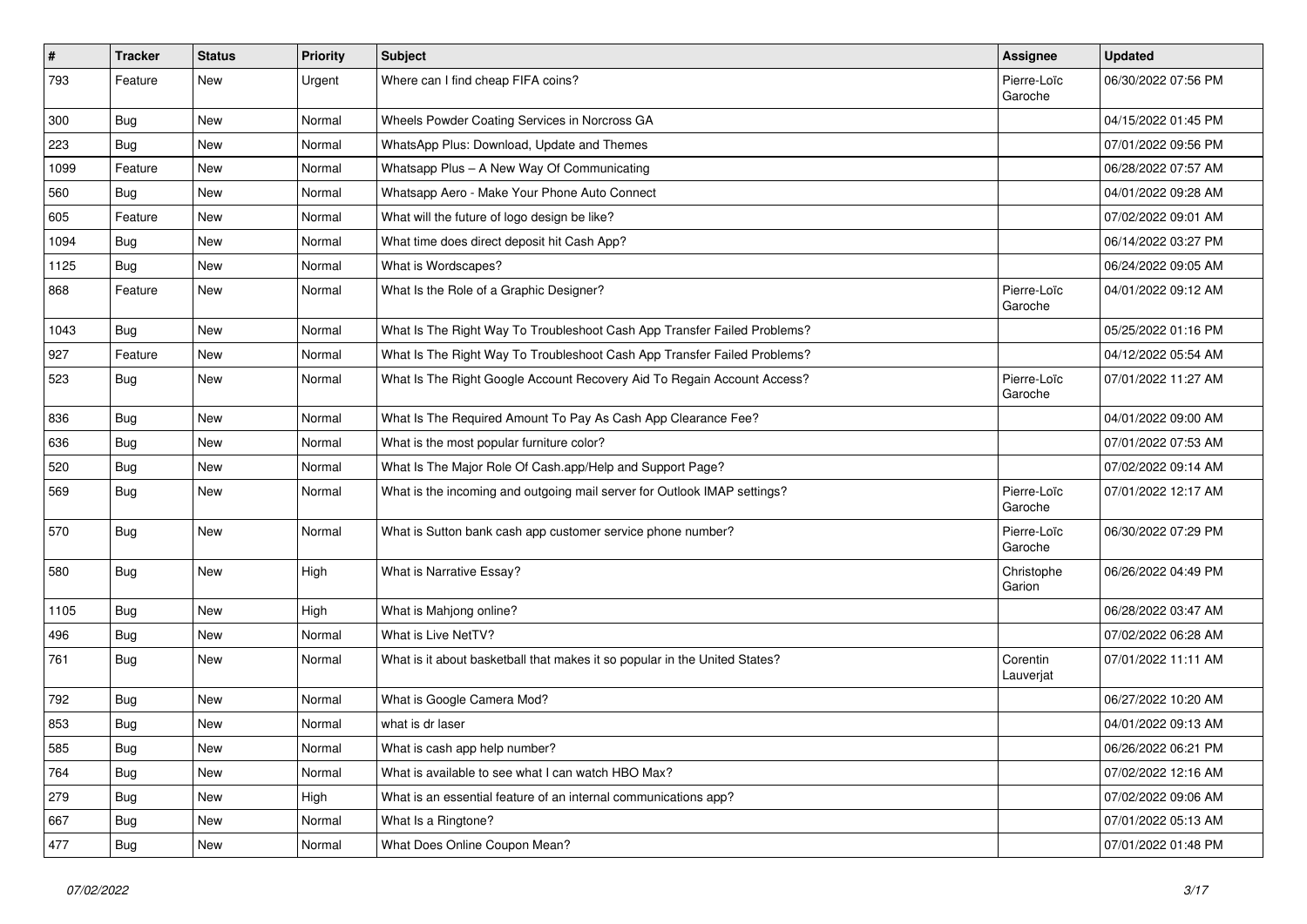| # | Tracker | Status | Priority | Subject | Assignee | Updated |
|---|---|---|---|---|---|---|
| 793 | Feature | New | Urgent | Where can I find cheap FIFA coins? | Pierre-Loïc Garoche | 06/30/2022 07:56 PM |
| 300 | Bug | New | Normal | Wheels Powder Coating Services in Norcross GA | | 04/15/2022 01:45 PM |
| 223 | Bug | New | Normal | WhatsApp Plus: Download, Update and Themes | | 07/01/2022 09:56 PM |
| 1099 | Feature | New | Normal | Whatsapp Plus – A New Way Of Communicating | | 06/28/2022 07:57 AM |
| 560 | Bug | New | Normal | Whatsapp Aero - Make Your Phone Auto Connect | | 04/01/2022 09:28 AM |
| 605 | Feature | New | Normal | What will the future of logo design be like? | | 07/02/2022 09:01 AM |
| 1094 | Bug | New | Normal | What time does direct deposit hit Cash App? | | 06/14/2022 03:27 PM |
| 1125 | Bug | New | Normal | What is Wordscapes? | | 06/24/2022 09:05 AM |
| 868 | Feature | New | Normal | What Is the Role of a Graphic Designer? | Pierre-Loïc Garoche | 04/01/2022 09:12 AM |
| 1043 | Bug | New | Normal | What Is The Right Way To Troubleshoot Cash App Transfer Failed Problems? | | 05/25/2022 01:16 PM |
| 927 | Feature | New | Normal | What Is The Right Way To Troubleshoot Cash App Transfer Failed Problems? | | 04/12/2022 05:54 AM |
| 523 | Bug | New | Normal | What Is The Right Google Account Recovery Aid To Regain Account Access? | Pierre-Loïc Garoche | 07/01/2022 11:27 AM |
| 836 | Bug | New | Normal | What Is The Required Amount To Pay As Cash App Clearance Fee? | | 04/01/2022 09:00 AM |
| 636 | Bug | New | Normal | What is the most popular furniture color? | | 07/01/2022 07:53 AM |
| 520 | Bug | New | Normal | What Is The Major Role Of Cash.app/Help and Support Page? | | 07/02/2022 09:14 AM |
| 569 | Bug | New | Normal | What is the incoming and outgoing mail server for Outlook IMAP settings? | Pierre-Loïc Garoche | 07/01/2022 12:17 AM |
| 570 | Bug | New | Normal | What is Sutton bank cash app customer service phone number? | Pierre-Loïc Garoche | 06/30/2022 07:29 PM |
| 580 | Bug | New | High | What is Narrative Essay? | Christophe Garion | 06/26/2022 04:49 PM |
| 1105 | Bug | New | High | What is Mahjong online? | | 06/28/2022 03:47 AM |
| 496 | Bug | New | Normal | What is Live NetTV? | | 07/02/2022 06:28 AM |
| 761 | Bug | New | Normal | What is it about basketball that makes it so popular in the United States? | Corentin Lauverjat | 07/01/2022 11:11 AM |
| 792 | Bug | New | Normal | What is Google Camera Mod? | | 06/27/2022 10:20 AM |
| 853 | Bug | New | Normal | what is dr laser | | 04/01/2022 09:13 AM |
| 585 | Bug | New | Normal | What is cash app help number? | | 06/26/2022 06:21 PM |
| 764 | Bug | New | Normal | What is available to see what I can watch HBO Max? | | 07/02/2022 12:16 AM |
| 279 | Bug | New | High | What is an essential feature of an internal communications app? | | 07/02/2022 09:06 AM |
| 667 | Bug | New | Normal | What Is a Ringtone? | | 07/01/2022 05:13 AM |
| 477 | Bug | New | Normal | What Does Online Coupon Mean? | | 07/01/2022 01:48 PM |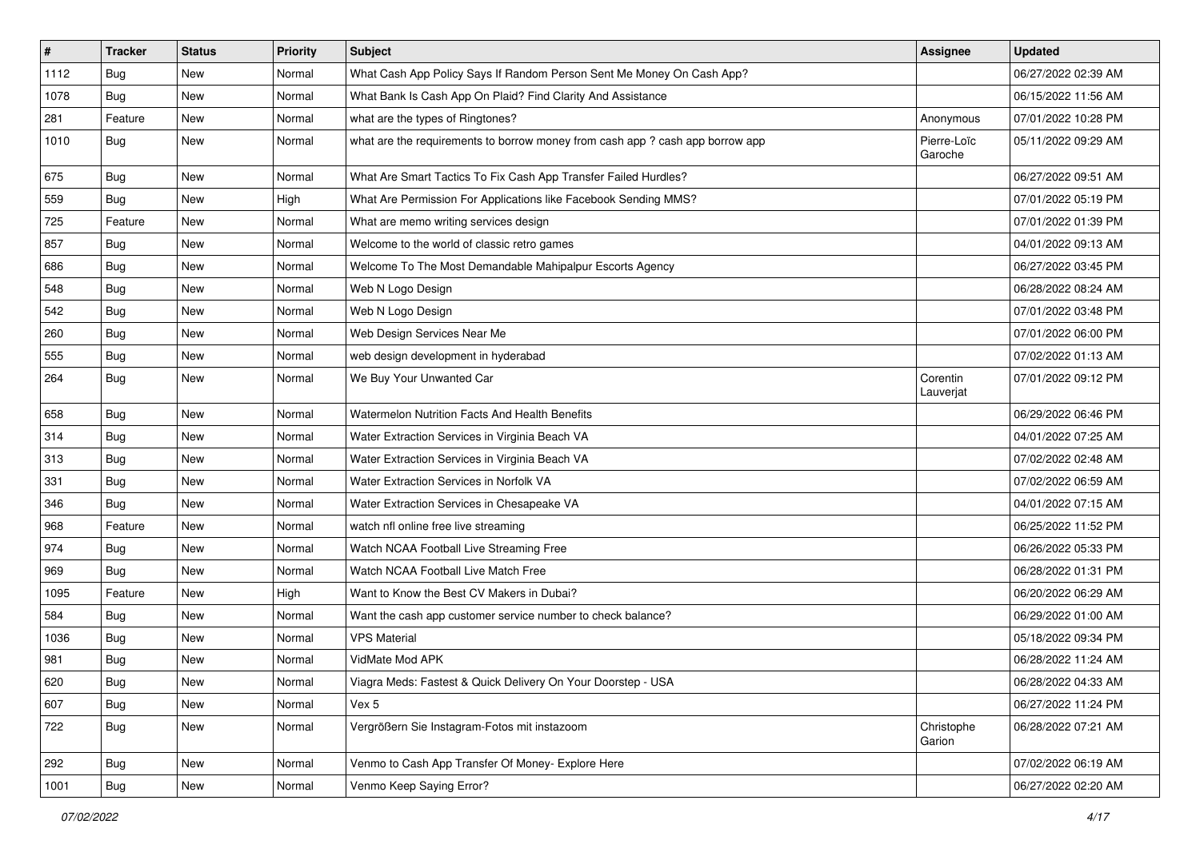| # | Tracker | Status | Priority | Subject | Assignee | Updated |
| --- | --- | --- | --- | --- | --- | --- |
| 1112 | Bug | New | Normal | What Cash App Policy Says If Random Person Sent Me Money On Cash App? | | 06/27/2022 02:39 AM |
| 1078 | Bug | New | Normal | What Bank Is Cash App On Plaid? Find Clarity And Assistance | | 06/15/2022 11:56 AM |
| 281 | Feature | New | Normal | what are the types of Ringtones? | Anonymous | 07/01/2022 10:28 PM |
| 1010 | Bug | New | Normal | what are the requirements to borrow money from cash app ? cash app borrow app | Pierre-Loïc Garoche | 05/11/2022 09:29 AM |
| 675 | Bug | New | Normal | What Are Smart Tactics To Fix Cash App Transfer Failed Hurdles? | | 06/27/2022 09:51 AM |
| 559 | Bug | New | High | What Are Permission For Applications like Facebook Sending MMS? | | 07/01/2022 05:19 PM |
| 725 | Feature | New | Normal | What are memo writing services design | | 07/01/2022 01:39 PM |
| 857 | Bug | New | Normal | Welcome to the world of classic retro games | | 04/01/2022 09:13 AM |
| 686 | Bug | New | Normal | Welcome To The Most Demandable Mahipalpur Escorts Agency | | 06/27/2022 03:45 PM |
| 548 | Bug | New | Normal | Web N Logo Design | | 06/28/2022 08:24 AM |
| 542 | Bug | New | Normal | Web N Logo Design | | 07/01/2022 03:48 PM |
| 260 | Bug | New | Normal | Web Design Services Near Me | | 07/01/2022 06:00 PM |
| 555 | Bug | New | Normal | web design development in hyderabad | | 07/02/2022 01:13 AM |
| 264 | Bug | New | Normal | We Buy Your Unwanted Car | Corentin Lauverjat | 07/01/2022 09:12 PM |
| 658 | Bug | New | Normal | Watermelon Nutrition Facts And Health Benefits | | 06/29/2022 06:46 PM |
| 314 | Bug | New | Normal | Water Extraction Services in Virginia Beach VA | | 04/01/2022 07:25 AM |
| 313 | Bug | New | Normal | Water Extraction Services in Virginia Beach VA | | 07/02/2022 02:48 AM |
| 331 | Bug | New | Normal | Water Extraction Services in Norfolk VA | | 07/02/2022 06:59 AM |
| 346 | Bug | New | Normal | Water Extraction Services in Chesapeake VA | | 04/01/2022 07:15 AM |
| 968 | Feature | New | Normal | watch nfl online free live streaming | | 06/25/2022 11:52 PM |
| 974 | Bug | New | Normal | Watch NCAA Football Live Streaming Free | | 06/26/2022 05:33 PM |
| 969 | Bug | New | Normal | Watch NCAA Football Live Match Free | | 06/28/2022 01:31 PM |
| 1095 | Feature | New | High | Want to Know the Best CV Makers in Dubai? | | 06/20/2022 06:29 AM |
| 584 | Bug | New | Normal | Want the cash app customer service number to check balance? | | 06/29/2022 01:00 AM |
| 1036 | Bug | New | Normal | VPS Material | | 05/18/2022 09:34 PM |
| 981 | Bug | New | Normal | VidMate Mod APK | | 06/28/2022 11:24 AM |
| 620 | Bug | New | Normal | Viagra Meds: Fastest & Quick Delivery On Your Doorstep - USA | | 06/28/2022 04:33 AM |
| 607 | Bug | New | Normal | Vex 5 | | 06/27/2022 11:24 PM |
| 722 | Bug | New | Normal | Vergrößern Sie Instagram-Fotos mit instazoom | Christophe Garion | 06/28/2022 07:21 AM |
| 292 | Bug | New | Normal | Venmo to Cash App Transfer Of Money- Explore Here | | 07/02/2022 06:19 AM |
| 1001 | Bug | New | Normal | Venmo Keep Saying Error? | | 06/27/2022 02:20 AM |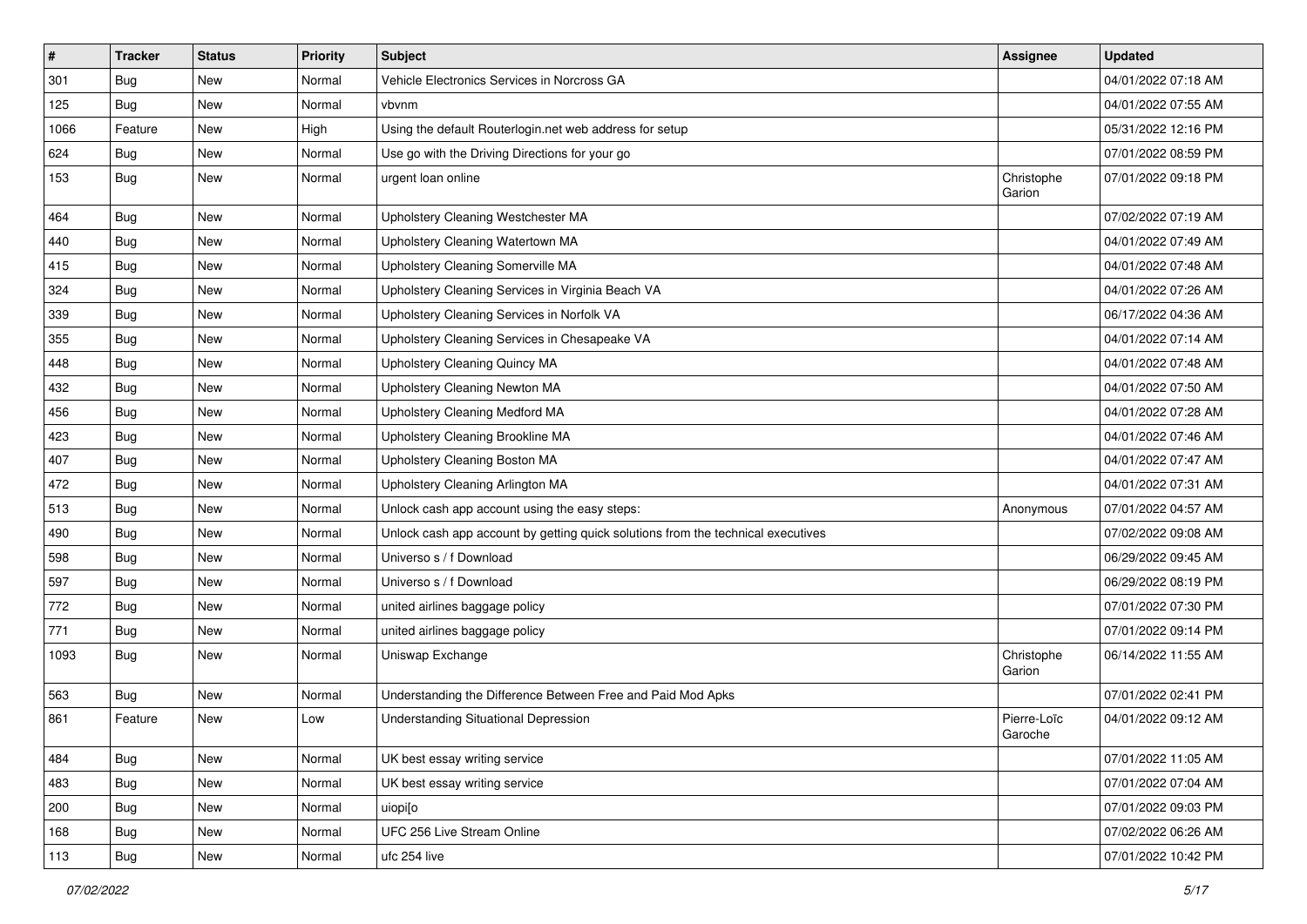| # | Tracker | Status | Priority | Subject | Assignee | Updated |
| --- | --- | --- | --- | --- | --- | --- |
| 301 | Bug | New | Normal | Vehicle Electronics Services in Norcross GA | | 04/01/2022 07:18 AM |
| 125 | Bug | New | Normal | vbvnm | | 04/01/2022 07:55 AM |
| 1066 | Feature | New | High | Using the default Routerlogin.net web address for setup | | 05/31/2022 12:16 PM |
| 624 | Bug | New | Normal | Use go with the Driving Directions for your go | | 07/01/2022 08:59 PM |
| 153 | Bug | New | Normal | urgent loan online | Christophe Garion | 07/01/2022 09:18 PM |
| 464 | Bug | New | Normal | Upholstery Cleaning Westchester MA | | 07/02/2022 07:19 AM |
| 440 | Bug | New | Normal | Upholstery Cleaning Watertown MA | | 04/01/2022 07:49 AM |
| 415 | Bug | New | Normal | Upholstery Cleaning Somerville MA | | 04/01/2022 07:48 AM |
| 324 | Bug | New | Normal | Upholstery Cleaning Services in Virginia Beach VA | | 04/01/2022 07:26 AM |
| 339 | Bug | New | Normal | Upholstery Cleaning Services in Norfolk VA | | 06/17/2022 04:36 AM |
| 355 | Bug | New | Normal | Upholstery Cleaning Services in Chesapeake VA | | 04/01/2022 07:14 AM |
| 448 | Bug | New | Normal | Upholstery Cleaning Quincy MA | | 04/01/2022 07:48 AM |
| 432 | Bug | New | Normal | Upholstery Cleaning Newton MA | | 04/01/2022 07:50 AM |
| 456 | Bug | New | Normal | Upholstery Cleaning Medford MA | | 04/01/2022 07:28 AM |
| 423 | Bug | New | Normal | Upholstery Cleaning Brookline MA | | 04/01/2022 07:46 AM |
| 407 | Bug | New | Normal | Upholstery Cleaning Boston MA | | 04/01/2022 07:47 AM |
| 472 | Bug | New | Normal | Upholstery Cleaning Arlington MA | | 04/01/2022 07:31 AM |
| 513 | Bug | New | Normal | Unlock cash app account using the easy steps: | Anonymous | 07/01/2022 04:57 AM |
| 490 | Bug | New | Normal | Unlock cash app account by getting quick solutions from the technical executives | | 07/02/2022 09:08 AM |
| 598 | Bug | New | Normal | Universo s / f Download | | 06/29/2022 09:45 AM |
| 597 | Bug | New | Normal | Universo s / f Download | | 06/29/2022 08:19 PM |
| 772 | Bug | New | Normal | united airlines baggage policy | | 07/01/2022 07:30 PM |
| 771 | Bug | New | Normal | united airlines baggage policy | | 07/01/2022 09:14 PM |
| 1093 | Bug | New | Normal | Uniswap Exchange | Christophe Garion | 06/14/2022 11:55 AM |
| 563 | Bug | New | Normal | Understanding the Difference Between Free and Paid Mod Apks | | 07/01/2022 02:41 PM |
| 861 | Feature | New | Low | Understanding Situational Depression | Pierre-Loïc Garoche | 04/01/2022 09:12 AM |
| 484 | Bug | New | Normal | UK best essay writing service | | 07/01/2022 11:05 AM |
| 483 | Bug | New | Normal | UK best essay writing service | | 07/01/2022 07:04 AM |
| 200 | Bug | New | Normal | uiopi[o | | 07/01/2022 09:03 PM |
| 168 | Bug | New | Normal | UFC 256 Live Stream Online | | 07/02/2022 06:26 AM |
| 113 | Bug | New | Normal | ufc 254 live | | 07/01/2022 10:42 PM |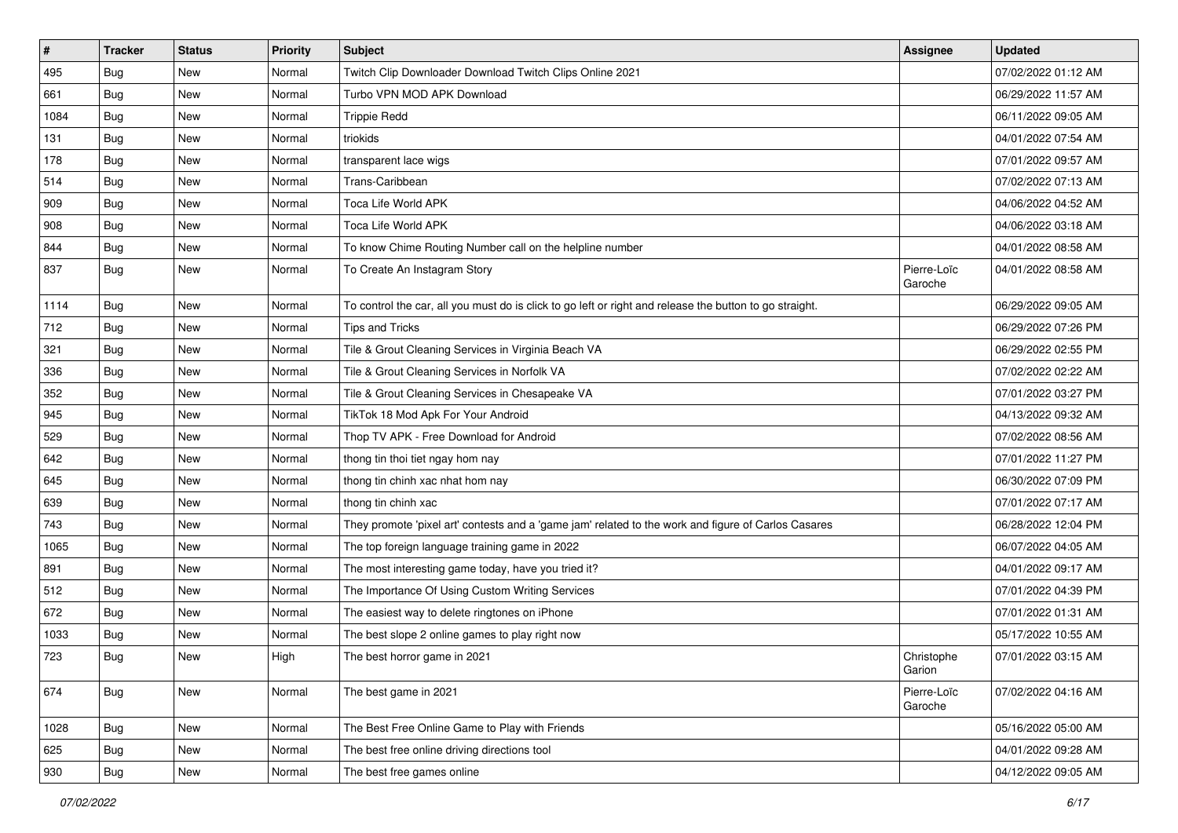| # | Tracker | Status | Priority | Subject | Assignee | Updated |
|---|---|---|---|---|---|---|
| 495 | Bug | New | Normal | Twitch Clip Downloader Download Twitch Clips Online 2021 | | 07/02/2022 01:12 AM |
| 661 | Bug | New | Normal | Turbo VPN MOD APK Download | | 06/29/2022 11:57 AM |
| 1084 | Bug | New | Normal | Trippie Redd | | 06/11/2022 09:05 AM |
| 131 | Bug | New | Normal | triokids | | 04/01/2022 07:54 AM |
| 178 | Bug | New | Normal | transparent lace wigs | | 07/01/2022 09:57 AM |
| 514 | Bug | New | Normal | Trans-Caribbean | | 07/02/2022 07:13 AM |
| 909 | Bug | New | Normal | Toca Life World APK | | 04/06/2022 04:52 AM |
| 908 | Bug | New | Normal | Toca Life World APK | | 04/06/2022 03:18 AM |
| 844 | Bug | New | Normal | To know Chime Routing Number call on the helpline number | | 04/01/2022 08:58 AM |
| 837 | Bug | New | Normal | To Create An Instagram Story | Pierre-Loïc Garoche | 04/01/2022 08:58 AM |
| 1114 | Bug | New | Normal | To control the car, all you must do is click to go left or right and release the button to go straight. | | 06/29/2022 09:05 AM |
| 712 | Bug | New | Normal | Tips and Tricks | | 06/29/2022 07:26 PM |
| 321 | Bug | New | Normal | Tile & Grout Cleaning Services in Virginia Beach VA | | 06/29/2022 02:55 PM |
| 336 | Bug | New | Normal | Tile & Grout Cleaning Services in Norfolk VA | | 07/02/2022 02:22 AM |
| 352 | Bug | New | Normal | Tile & Grout Cleaning Services in Chesapeake VA | | 07/01/2022 03:27 PM |
| 945 | Bug | New | Normal | TikTok 18 Mod Apk For Your Android | | 04/13/2022 09:32 AM |
| 529 | Bug | New | Normal | Thop TV APK - Free Download for Android | | 07/02/2022 08:56 AM |
| 642 | Bug | New | Normal | thong tin thoi tiet ngay hom nay | | 07/01/2022 11:27 PM |
| 645 | Bug | New | Normal | thong tin chinh xac nhat hom nay | | 06/30/2022 07:09 PM |
| 639 | Bug | New | Normal | thong tin chinh xac | | 07/01/2022 07:17 AM |
| 743 | Bug | New | Normal | They promote 'pixel art' contests and a 'game jam' related to the work and figure of Carlos Casares | | 06/28/2022 12:04 PM |
| 1065 | Bug | New | Normal | The top foreign language training game in 2022 | | 06/07/2022 04:05 AM |
| 891 | Bug | New | Normal | The most interesting game today, have you tried it? | | 04/01/2022 09:17 AM |
| 512 | Bug | New | Normal | The Importance Of Using Custom Writing Services | | 07/01/2022 04:39 PM |
| 672 | Bug | New | Normal | The easiest way to delete ringtones on iPhone | | 07/01/2022 01:31 AM |
| 1033 | Bug | New | Normal | The best slope 2 online games to play right now | | 05/17/2022 10:55 AM |
| 723 | Bug | New | High | The best horror game in 2021 | Christophe Garion | 07/01/2022 03:15 AM |
| 674 | Bug | New | Normal | The best game in 2021 | Pierre-Loïc Garoche | 07/02/2022 04:16 AM |
| 1028 | Bug | New | Normal | The Best Free Online Game to Play with Friends | | 05/16/2022 05:00 AM |
| 625 | Bug | New | Normal | The best free online driving directions tool | | 04/01/2022 09:28 AM |
| 930 | Bug | New | Normal | The best free games online | | 04/12/2022 09:05 AM |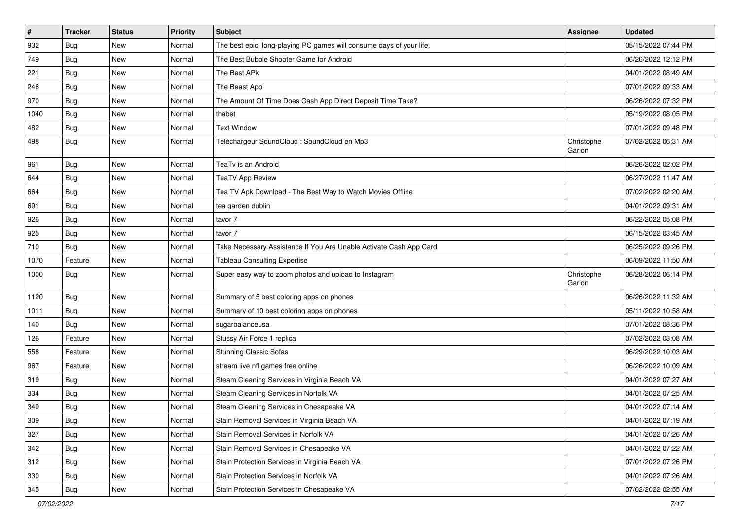| # | Tracker | Status | Priority | Subject | Assignee | Updated |
|---|---|---|---|---|---|---|
| 932 | Bug | New | Normal | The best epic, long-playing PC games will consume days of your life. | | 05/15/2022 07:44 PM |
| 749 | Bug | New | Normal | The Best Bubble Shooter Game for Android | | 06/26/2022 12:12 PM |
| 221 | Bug | New | Normal | The Best APk | | 04/01/2022 08:49 AM |
| 246 | Bug | New | Normal | The Beast App | | 07/01/2022 09:33 AM |
| 970 | Bug | New | Normal | The Amount Of Time Does Cash App Direct Deposit Time Take? | | 06/26/2022 07:32 PM |
| 1040 | Bug | New | Normal | thabet | | 05/19/2022 08:05 PM |
| 482 | Bug | New | Normal | Text Window | | 07/01/2022 09:48 PM |
| 498 | Bug | New | Normal | Téléchargeur SoundCloud : SoundCloud en Mp3 | Christophe Garion | 07/02/2022 06:31 AM |
| 961 | Bug | New | Normal | TeaTv is an Android | | 06/26/2022 02:02 PM |
| 644 | Bug | New | Normal | TeaTV App Review | | 06/27/2022 11:47 AM |
| 664 | Bug | New | Normal | Tea TV Apk Download - The Best Way to Watch Movies Offline | | 07/02/2022 02:20 AM |
| 691 | Bug | New | Normal | tea garden dublin | | 04/01/2022 09:31 AM |
| 926 | Bug | New | Normal | tavor 7 | | 06/22/2022 05:08 PM |
| 925 | Bug | New | Normal | tavor 7 | | 06/15/2022 03:45 AM |
| 710 | Bug | New | Normal | Take Necessary Assistance If You Are Unable Activate Cash App Card | | 06/25/2022 09:26 PM |
| 1070 | Feature | New | Normal | Tableau Consulting Expertise | | 06/09/2022 11:50 AM |
| 1000 | Bug | New | Normal | Super easy way to zoom photos and upload to Instagram | Christophe Garion | 06/28/2022 06:14 PM |
| 1120 | Bug | New | Normal | Summary of 5 best coloring apps on phones | | 06/26/2022 11:32 AM |
| 1011 | Bug | New | Normal | Summary of 10 best coloring apps on phones | | 05/11/2022 10:58 AM |
| 140 | Bug | New | Normal | sugarbalanceusa | | 07/01/2022 08:36 PM |
| 126 | Feature | New | Normal | Stussy Air Force 1 replica | | 07/02/2022 03:08 AM |
| 558 | Feature | New | Normal | Stunning Classic Sofas | | 06/29/2022 10:03 AM |
| 967 | Feature | New | Normal | stream live nfl games free online | | 06/26/2022 10:09 AM |
| 319 | Bug | New | Normal | Steam Cleaning Services in Virginia Beach VA | | 04/01/2022 07:27 AM |
| 334 | Bug | New | Normal | Steam Cleaning Services in Norfolk VA | | 04/01/2022 07:25 AM |
| 349 | Bug | New | Normal | Steam Cleaning Services in Chesapeake VA | | 04/01/2022 07:14 AM |
| 309 | Bug | New | Normal | Stain Removal Services in Virginia Beach VA | | 04/01/2022 07:19 AM |
| 327 | Bug | New | Normal | Stain Removal Services in Norfolk VA | | 04/01/2022 07:26 AM |
| 342 | Bug | New | Normal | Stain Removal Services in Chesapeake VA | | 04/01/2022 07:22 AM |
| 312 | Bug | New | Normal | Stain Protection Services in Virginia Beach VA | | 07/01/2022 07:26 PM |
| 330 | Bug | New | Normal | Stain Protection Services in Norfolk VA | | 04/01/2022 07:26 AM |
| 345 | Bug | New | Normal | Stain Protection Services in Chesapeake VA | | 07/02/2022 02:55 AM |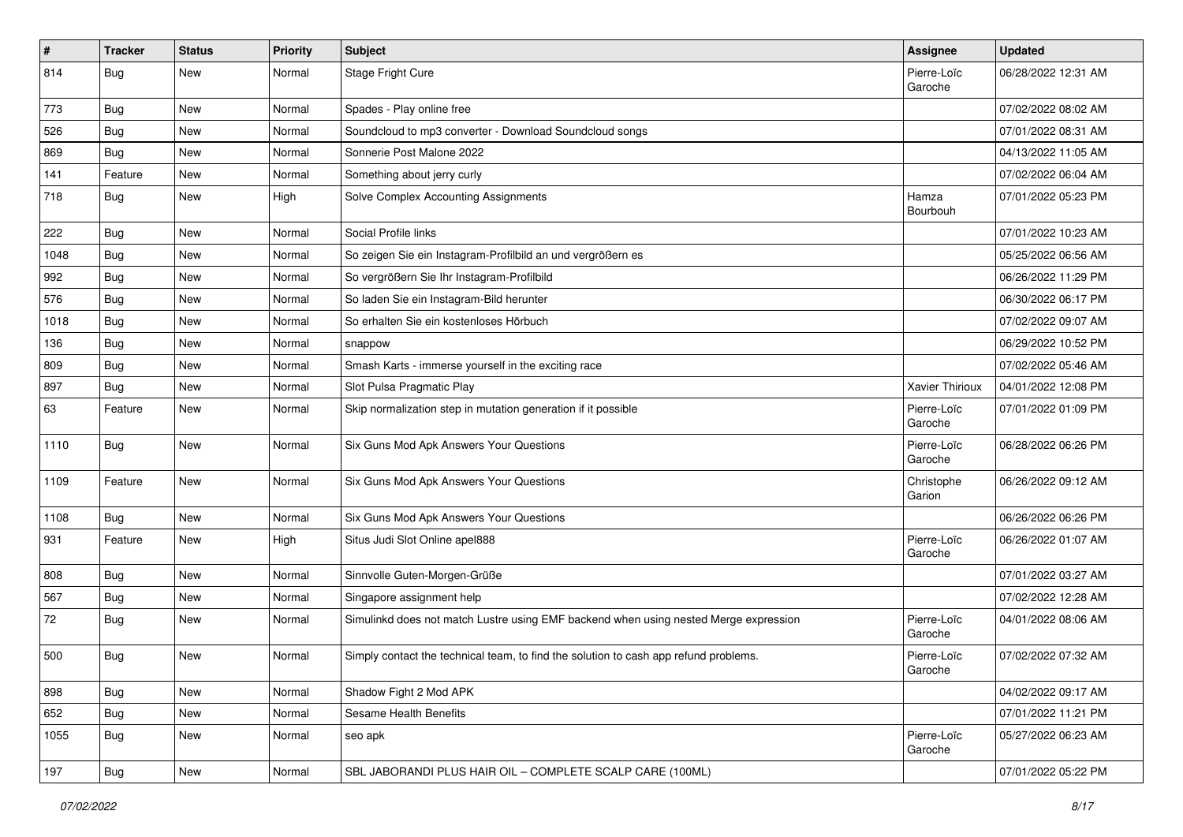| # | Tracker | Status | Priority | Subject | Assignee | Updated |
|---|---|---|---|---|---|---|
| 814 | Bug | New | Normal | Stage Fright Cure | Pierre-Loïc Garoche | 06/28/2022 12:31 AM |
| 773 | Bug | New | Normal | Spades - Play online free | | 07/02/2022 08:02 AM |
| 526 | Bug | New | Normal | Soundcloud to mp3 converter - Download Soundcloud songs | | 07/01/2022 08:31 AM |
| 869 | Bug | New | Normal | Sonnerie Post Malone 2022 | | 04/13/2022 11:05 AM |
| 141 | Feature | New | Normal | Something about jerry curly | | 07/02/2022 06:04 AM |
| 718 | Bug | New | High | Solve Complex Accounting Assignments | Hamza Bourbouh | 07/01/2022 05:23 PM |
| 222 | Bug | New | Normal | Social Profile links | | 07/01/2022 10:23 AM |
| 1048 | Bug | New | Normal | So zeigen Sie ein Instagram-Profilbild an und vergrößern es | | 05/25/2022 06:56 AM |
| 992 | Bug | New | Normal | So vergrößern Sie Ihr Instagram-Profilbild | | 06/26/2022 11:29 PM |
| 576 | Bug | New | Normal | So laden Sie ein Instagram-Bild herunter | | 06/30/2022 06:17 PM |
| 1018 | Bug | New | Normal | So erhalten Sie ein kostenloses Hörbuch | | 07/02/2022 09:07 AM |
| 136 | Bug | New | Normal | snappow | | 06/29/2022 10:52 PM |
| 809 | Bug | New | Normal | Smash Karts - immerse yourself in the exciting race | | 07/02/2022 05:46 AM |
| 897 | Bug | New | Normal | Slot Pulsa Pragmatic Play | Xavier Thirioux | 04/01/2022 12:08 PM |
| 63 | Feature | New | Normal | Skip normalization step in mutation generation if it possible | Pierre-Loïc Garoche | 07/01/2022 01:09 PM |
| 1110 | Bug | New | Normal | Six Guns Mod Apk Answers Your Questions | Pierre-Loïc Garoche | 06/28/2022 06:26 PM |
| 1109 | Feature | New | Normal | Six Guns Mod Apk Answers Your Questions | Christophe Garion | 06/26/2022 09:12 AM |
| 1108 | Bug | New | Normal | Six Guns Mod Apk Answers Your Questions | | 06/26/2022 06:26 PM |
| 931 | Feature | New | High | Situs Judi Slot Online apel888 | Pierre-Loïc Garoche | 06/26/2022 01:07 AM |
| 808 | Bug | New | Normal | Sinnvolle Guten-Morgen-Grüße | | 07/01/2022 03:27 AM |
| 567 | Bug | New | Normal | Singapore assignment help | | 07/02/2022 12:28 AM |
| 72 | Bug | New | Normal | Simulinkd does not match Lustre using EMF backend when using nested Merge expression | Pierre-Loïc Garoche | 04/01/2022 08:06 AM |
| 500 | Bug | New | Normal | Simply contact the technical team, to find the solution to cash app refund problems. | Pierre-Loïc Garoche | 07/02/2022 07:32 AM |
| 898 | Bug | New | Normal | Shadow Fight 2 Mod APK | | 04/02/2022 09:17 AM |
| 652 | Bug | New | Normal | Sesame Health Benefits | | 07/01/2022 11:21 PM |
| 1055 | Bug | New | Normal | seo apk | Pierre-Loïc Garoche | 05/27/2022 06:23 AM |
| 197 | Bug | New | Normal | SBL JABORANDI PLUS HAIR OIL – COMPLETE SCALP CARE (100ML) | | 07/01/2022 05:22 PM |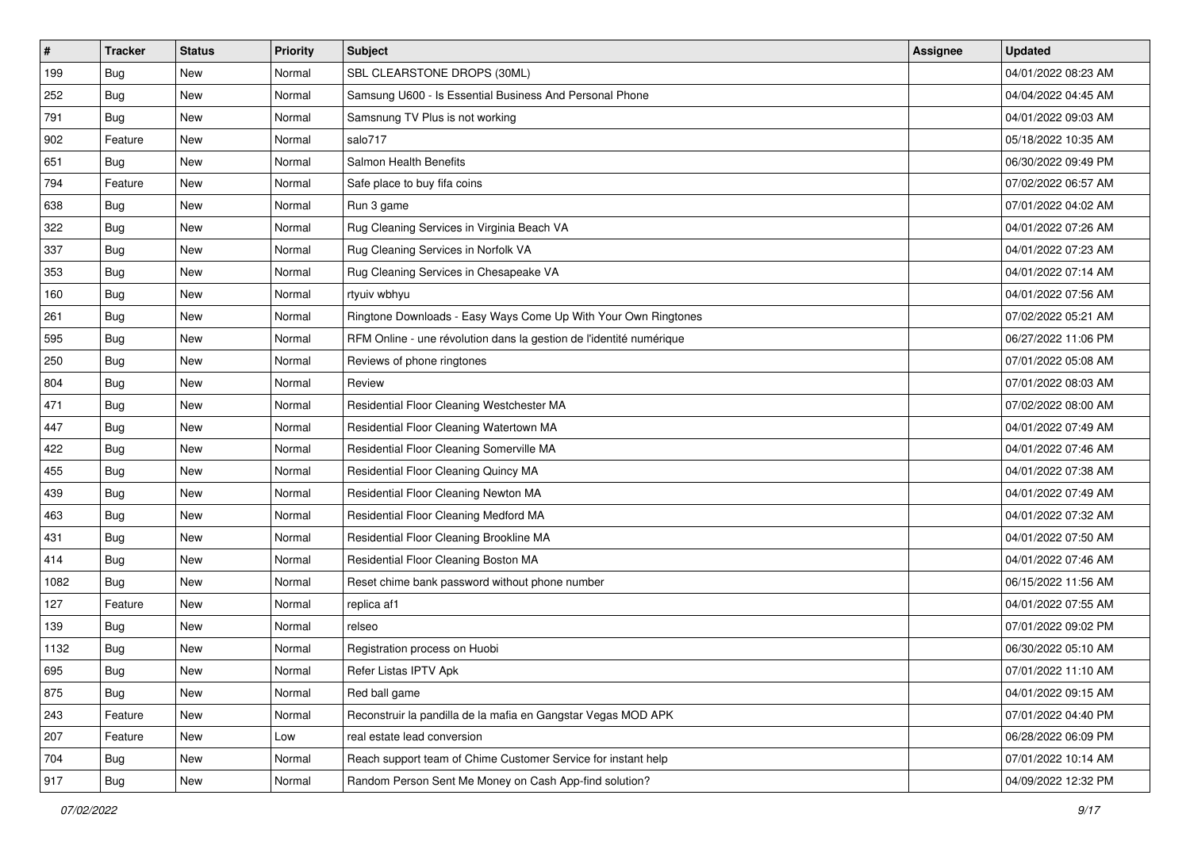| # | Tracker | Status | Priority | Subject | Assignee | Updated |
|---|---|---|---|---|---|---|
| 199 | Bug | New | Normal | SBL CLEARSTONE DROPS (30ML) | | 04/01/2022 08:23 AM |
| 252 | Bug | New | Normal | Samsung U600 - Is Essential Business And Personal Phone | | 04/04/2022 04:45 AM |
| 791 | Bug | New | Normal | Samsnung TV Plus is not working | | 04/01/2022 09:03 AM |
| 902 | Feature | New | Normal | salo717 | | 05/18/2022 10:35 AM |
| 651 | Bug | New | Normal | Salmon Health Benefits | | 06/30/2022 09:49 PM |
| 794 | Feature | New | Normal | Safe place to buy fifa coins | | 07/02/2022 06:57 AM |
| 638 | Bug | New | Normal | Run 3 game | | 07/01/2022 04:02 AM |
| 322 | Bug | New | Normal | Rug Cleaning Services in Virginia Beach VA | | 04/01/2022 07:26 AM |
| 337 | Bug | New | Normal | Rug Cleaning Services in Norfolk VA | | 04/01/2022 07:23 AM |
| 353 | Bug | New | Normal | Rug Cleaning Services in Chesapeake VA | | 04/01/2022 07:14 AM |
| 160 | Bug | New | Normal | rtyuiv wbhyu | | 04/01/2022 07:56 AM |
| 261 | Bug | New | Normal | Ringtone Downloads - Easy Ways Come Up With Your Own Ringtones | | 07/02/2022 05:21 AM |
| 595 | Bug | New | Normal | RFM Online - une révolution dans la gestion de l'identité numérique | | 06/27/2022 11:06 PM |
| 250 | Bug | New | Normal | Reviews of phone ringtones | | 07/01/2022 05:08 AM |
| 804 | Bug | New | Normal | Review | | 07/01/2022 08:03 AM |
| 471 | Bug | New | Normal | Residential Floor Cleaning Westchester MA | | 07/02/2022 08:00 AM |
| 447 | Bug | New | Normal | Residential Floor Cleaning Watertown MA | | 04/01/2022 07:49 AM |
| 422 | Bug | New | Normal | Residential Floor Cleaning Somerville MA | | 04/01/2022 07:46 AM |
| 455 | Bug | New | Normal | Residential Floor Cleaning Quincy MA | | 04/01/2022 07:38 AM |
| 439 | Bug | New | Normal | Residential Floor Cleaning Newton MA | | 04/01/2022 07:49 AM |
| 463 | Bug | New | Normal | Residential Floor Cleaning Medford MA | | 04/01/2022 07:32 AM |
| 431 | Bug | New | Normal | Residential Floor Cleaning Brookline MA | | 04/01/2022 07:50 AM |
| 414 | Bug | New | Normal | Residential Floor Cleaning Boston MA | | 04/01/2022 07:46 AM |
| 1082 | Bug | New | Normal | Reset chime bank password without phone number | | 06/15/2022 11:56 AM |
| 127 | Feature | New | Normal | replica af1 | | 04/01/2022 07:55 AM |
| 139 | Bug | New | Normal | relseo | | 07/01/2022 09:02 PM |
| 1132 | Bug | New | Normal | Registration process on Huobi | | 06/30/2022 05:10 AM |
| 695 | Bug | New | Normal | Refer Listas IPTV Apk | | 07/01/2022 11:10 AM |
| 875 | Bug | New | Normal | Red ball game | | 04/01/2022 09:15 AM |
| 243 | Feature | New | Normal | Reconstruir la pandilla de la mafia en Gangstar Vegas MOD APK | | 07/01/2022 04:40 PM |
| 207 | Feature | New | Low | real estate lead conversion | | 06/28/2022 06:09 PM |
| 704 | Bug | New | Normal | Reach support team of Chime Customer Service for instant help | | 07/01/2022 10:14 AM |
| 917 | Bug | New | Normal | Random Person Sent Me Money on Cash App-find solution? | | 04/09/2022 12:32 PM |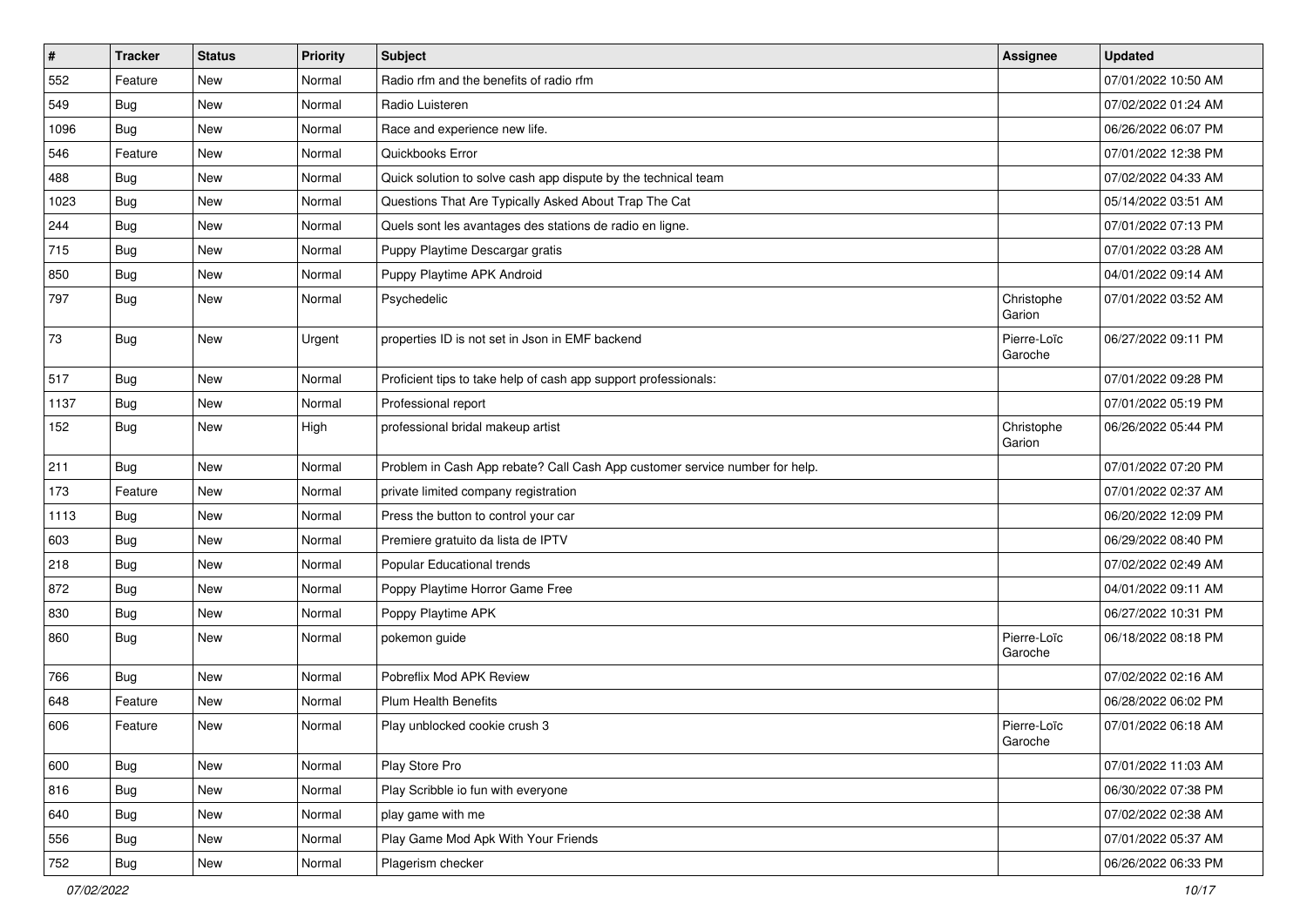| # | Tracker | Status | Priority | Subject | Assignee | Updated |
|---|---|---|---|---|---|---|
| 552 | Feature | New | Normal | Radio rfm and the benefits of radio rfm | | 07/01/2022 10:50 AM |
| 549 | Bug | New | Normal | Radio Luisteren | | 07/02/2022 01:24 AM |
| 1096 | Bug | New | Normal | Race and experience new life. | | 06/26/2022 06:07 PM |
| 546 | Feature | New | Normal | Quickbooks Error | | 07/01/2022 12:38 PM |
| 488 | Bug | New | Normal | Quick solution to solve cash app dispute by the technical team | | 07/02/2022 04:33 AM |
| 1023 | Bug | New | Normal | Questions That Are Typically Asked About Trap The Cat | | 05/14/2022 03:51 AM |
| 244 | Bug | New | Normal | Quels sont les avantages des stations de radio en ligne. | | 07/01/2022 07:13 PM |
| 715 | Bug | New | Normal | Puppy Playtime Descargar gratis | | 07/01/2022 03:28 AM |
| 850 | Bug | New | Normal | Puppy Playtime APK Android | | 04/01/2022 09:14 AM |
| 797 | Bug | New | Normal | Psychedelic | Christophe Garion | 07/01/2022 03:52 AM |
| 73 | Bug | New | Urgent | properties ID is not set in Json in EMF backend | Pierre-Loïc Garoche | 06/27/2022 09:11 PM |
| 517 | Bug | New | Normal | Proficient tips to take help of cash app support professionals: | | 07/01/2022 09:28 PM |
| 1137 | Bug | New | Normal | Professional report | | 07/01/2022 05:19 PM |
| 152 | Bug | New | High | professional bridal makeup artist | Christophe Garion | 06/26/2022 05:44 PM |
| 211 | Bug | New | Normal | Problem in Cash App rebate? Call Cash App customer service number for help. | | 07/01/2022 07:20 PM |
| 173 | Feature | New | Normal | private limited company registration | | 07/01/2022 02:37 AM |
| 1113 | Bug | New | Normal | Press the button to control your car | | 06/20/2022 12:09 PM |
| 603 | Bug | New | Normal | Premiere gratuito da lista de IPTV | | 06/29/2022 08:40 PM |
| 218 | Bug | New | Normal | Popular Educational trends | | 07/02/2022 02:49 AM |
| 872 | Bug | New | Normal | Poppy Playtime Horror Game Free | | 04/01/2022 09:11 AM |
| 830 | Bug | New | Normal | Poppy Playtime APK | | 06/27/2022 10:31 PM |
| 860 | Bug | New | Normal | pokemon guide | Pierre-Loïc Garoche | 06/18/2022 08:18 PM |
| 766 | Bug | New | Normal | Pobreflix Mod APK Review | | 07/02/2022 02:16 AM |
| 648 | Feature | New | Normal | Plum Health Benefits | | 06/28/2022 06:02 PM |
| 606 | Feature | New | Normal | Play unblocked cookie crush 3 | Pierre-Loïc Garoche | 07/01/2022 06:18 AM |
| 600 | Bug | New | Normal | Play Store Pro | | 07/01/2022 11:03 AM |
| 816 | Bug | New | Normal | Play Scribble io fun with everyone | | 06/30/2022 07:38 PM |
| 640 | Bug | New | Normal | play game with me | | 07/02/2022 02:38 AM |
| 556 | Bug | New | Normal | Play Game Mod Apk With Your Friends | | 07/01/2022 05:37 AM |
| 752 | Bug | New | Normal | Plagerism checker | | 06/26/2022 06:33 PM |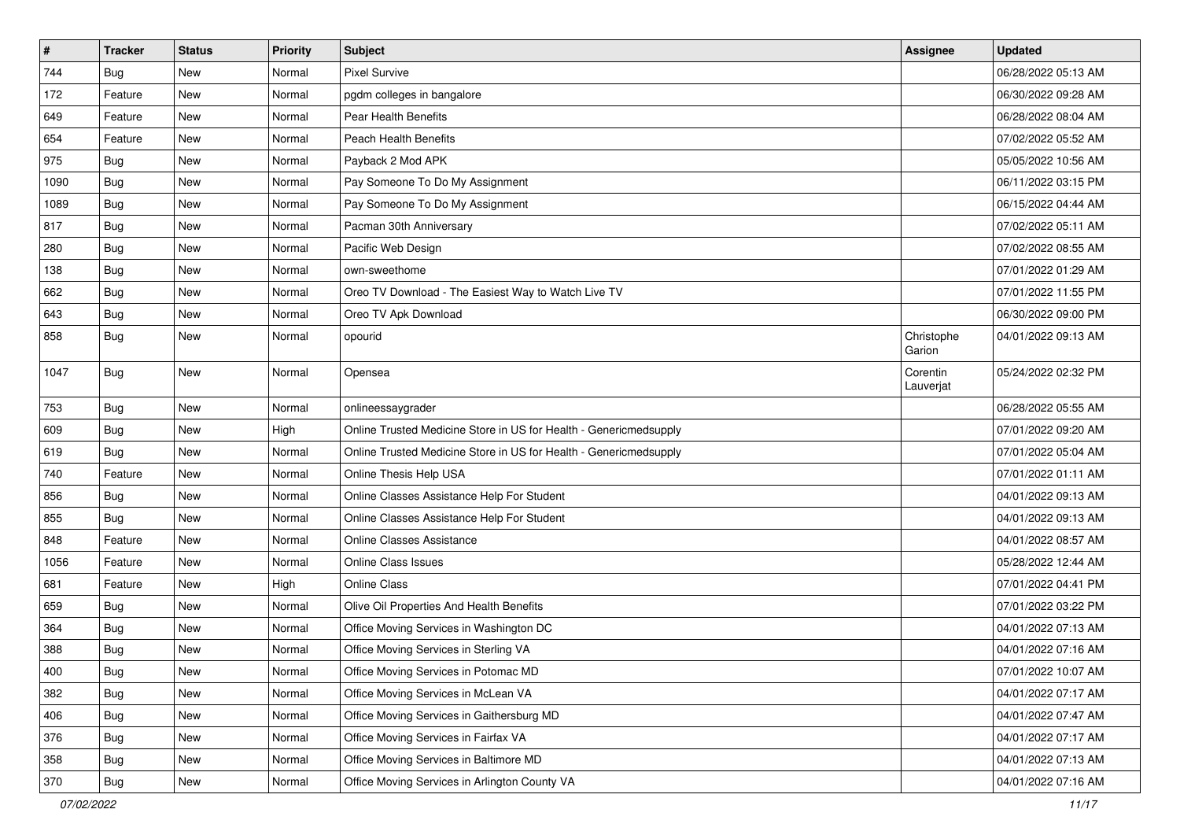| # | Tracker | Status | Priority | Subject | Assignee | Updated |
|---|---|---|---|---|---|---|
| 744 | Bug | New | Normal | Pixel Survive | | 06/28/2022 05:13 AM |
| 172 | Feature | New | Normal | pgdm colleges in bangalore | | 06/30/2022 09:28 AM |
| 649 | Feature | New | Normal | Pear Health Benefits | | 06/28/2022 08:04 AM |
| 654 | Feature | New | Normal | Peach Health Benefits | | 07/02/2022 05:52 AM |
| 975 | Bug | New | Normal | Payback 2 Mod APK | | 05/05/2022 10:56 AM |
| 1090 | Bug | New | Normal | Pay Someone To Do My Assignment | | 06/11/2022 03:15 PM |
| 1089 | Bug | New | Normal | Pay Someone To Do My Assignment | | 06/15/2022 04:44 AM |
| 817 | Bug | New | Normal | Pacman 30th Anniversary | | 07/02/2022 05:11 AM |
| 280 | Bug | New | Normal | Pacific Web Design | | 07/02/2022 08:55 AM |
| 138 | Bug | New | Normal | own-sweethome | | 07/01/2022 01:29 AM |
| 662 | Bug | New | Normal | Oreo TV Download - The Easiest Way to Watch Live TV | | 07/01/2022 11:55 PM |
| 643 | Bug | New | Normal | Oreo TV Apk Download | | 06/30/2022 09:00 PM |
| 858 | Bug | New | Normal | opourid | Christophe Garion | 04/01/2022 09:13 AM |
| 1047 | Bug | New | Normal | Opensea | Corentin Lauverjat | 05/24/2022 02:32 PM |
| 753 | Bug | New | Normal | onlineessaygrader | | 06/28/2022 05:55 AM |
| 609 | Bug | New | High | Online Trusted Medicine Store in US for Health - Genericmedsupply | | 07/01/2022 09:20 AM |
| 619 | Bug | New | Normal | Online Trusted Medicine Store in US for Health - Genericmedsupply | | 07/01/2022 05:04 AM |
| 740 | Feature | New | Normal | Online Thesis Help USA | | 07/01/2022 01:11 AM |
| 856 | Bug | New | Normal | Online Classes Assistance Help For Student | | 04/01/2022 09:13 AM |
| 855 | Bug | New | Normal | Online Classes Assistance Help For Student | | 04/01/2022 09:13 AM |
| 848 | Feature | New | Normal | Online Classes Assistance | | 04/01/2022 08:57 AM |
| 1056 | Feature | New | Normal | Online Class Issues | | 05/28/2022 12:44 AM |
| 681 | Feature | New | High | Online Class | | 07/01/2022 04:41 PM |
| 659 | Bug | New | Normal | Olive Oil Properties And Health Benefits | | 07/01/2022 03:22 PM |
| 364 | Bug | New | Normal | Office Moving Services in Washington DC | | 04/01/2022 07:13 AM |
| 388 | Bug | New | Normal | Office Moving Services in Sterling VA | | 04/01/2022 07:16 AM |
| 400 | Bug | New | Normal | Office Moving Services in Potomac MD | | 07/01/2022 10:07 AM |
| 382 | Bug | New | Normal | Office Moving Services in McLean VA | | 04/01/2022 07:17 AM |
| 406 | Bug | New | Normal | Office Moving Services in Gaithersburg MD | | 04/01/2022 07:47 AM |
| 376 | Bug | New | Normal | Office Moving Services in Fairfax VA | | 04/01/2022 07:17 AM |
| 358 | Bug | New | Normal | Office Moving Services in Baltimore MD | | 04/01/2022 07:13 AM |
| 370 | Bug | New | Normal | Office Moving Services in Arlington County VA | | 04/01/2022 07:16 AM |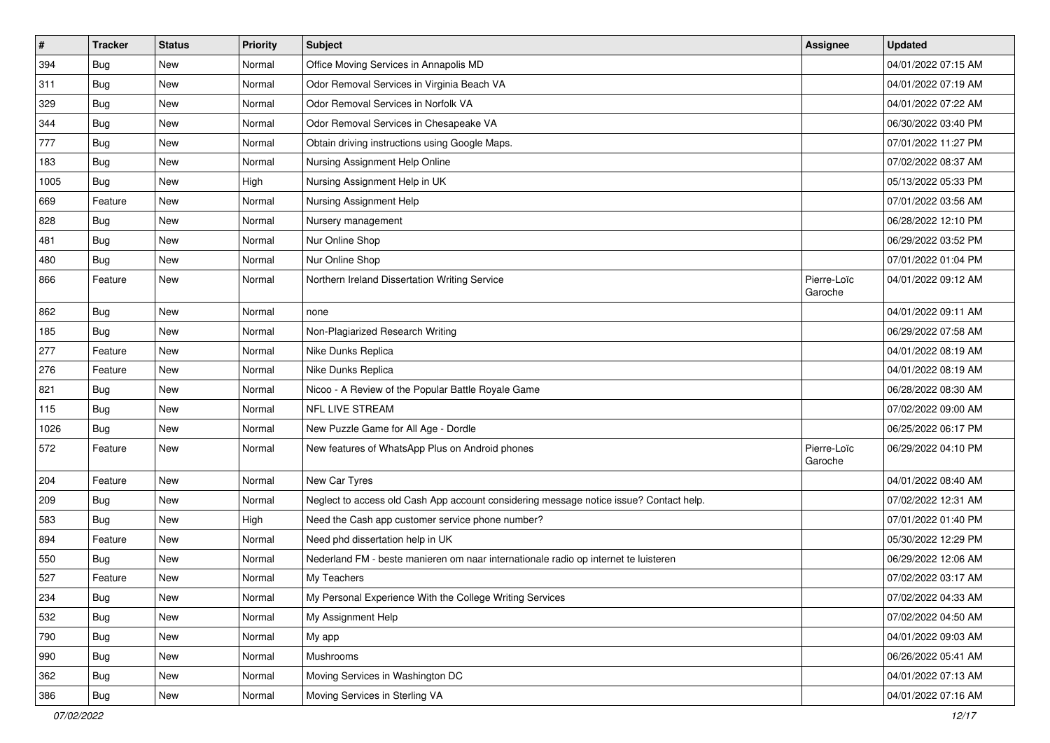| # | Tracker | Status | Priority | Subject | Assignee | Updated |
|---|---|---|---|---|---|---|
| 394 | Bug | New | Normal | Office Moving Services in Annapolis MD | | 04/01/2022 07:15 AM |
| 311 | Bug | New | Normal | Odor Removal Services in Virginia Beach VA | | 04/01/2022 07:19 AM |
| 329 | Bug | New | Normal | Odor Removal Services in Norfolk VA | | 04/01/2022 07:22 AM |
| 344 | Bug | New | Normal | Odor Removal Services in Chesapeake VA | | 06/30/2022 03:40 PM |
| 777 | Bug | New | Normal | Obtain driving instructions using Google Maps. | | 07/01/2022 11:27 PM |
| 183 | Bug | New | Normal | Nursing Assignment Help Online | | 07/02/2022 08:37 AM |
| 1005 | Bug | New | High | Nursing Assignment Help in UK | | 05/13/2022 05:33 PM |
| 669 | Feature | New | Normal | Nursing Assignment Help | | 07/01/2022 03:56 AM |
| 828 | Bug | New | Normal | Nursery management | | 06/28/2022 12:10 PM |
| 481 | Bug | New | Normal | Nur Online Shop | | 06/29/2022 03:52 PM |
| 480 | Bug | New | Normal | Nur Online Shop | | 07/01/2022 01:04 PM |
| 866 | Feature | New | Normal | Northern Ireland Dissertation Writing Service | Pierre-Loïc Garoche | 04/01/2022 09:12 AM |
| 862 | Bug | New | Normal | none | | 04/01/2022 09:11 AM |
| 185 | Bug | New | Normal | Non-Plagiarized Research Writing | | 06/29/2022 07:58 AM |
| 277 | Feature | New | Normal | Nike Dunks Replica | | 04/01/2022 08:19 AM |
| 276 | Feature | New | Normal | Nike Dunks Replica | | 04/01/2022 08:19 AM |
| 821 | Bug | New | Normal | Nicoo - A Review of the Popular Battle Royale Game | | 06/28/2022 08:30 AM |
| 115 | Bug | New | Normal | NFL LIVE STREAM | | 07/02/2022 09:00 AM |
| 1026 | Bug | New | Normal | New Puzzle Game for All Age - Dordle | | 06/25/2022 06:17 PM |
| 572 | Feature | New | Normal | New features of WhatsApp Plus on Android phones | Pierre-Loïc Garoche | 06/29/2022 04:10 PM |
| 204 | Feature | New | Normal | New Car Tyres | | 04/01/2022 08:40 AM |
| 209 | Bug | New | Normal | Neglect to access old Cash App account considering message notice issue? Contact help. | | 07/02/2022 12:31 AM |
| 583 | Bug | New | High | Need the Cash app customer service phone number? | | 07/01/2022 01:40 PM |
| 894 | Feature | New | Normal | Need phd dissertation help in UK | | 05/30/2022 12:29 PM |
| 550 | Bug | New | Normal | Nederland FM - beste manieren om naar internationale radio op internet te luisteren | | 06/29/2022 12:06 AM |
| 527 | Feature | New | Normal | My Teachers | | 07/02/2022 03:17 AM |
| 234 | Bug | New | Normal | My Personal Experience With the College Writing Services | | 07/02/2022 04:33 AM |
| 532 | Bug | New | Normal | My Assignment Help | | 07/02/2022 04:50 AM |
| 790 | Bug | New | Normal | My app | | 04/01/2022 09:03 AM |
| 990 | Bug | New | Normal | Mushrooms | | 06/26/2022 05:41 AM |
| 362 | Bug | New | Normal | Moving Services in Washington DC | | 04/01/2022 07:13 AM |
| 386 | Bug | New | Normal | Moving Services in Sterling VA | | 04/01/2022 07:16 AM |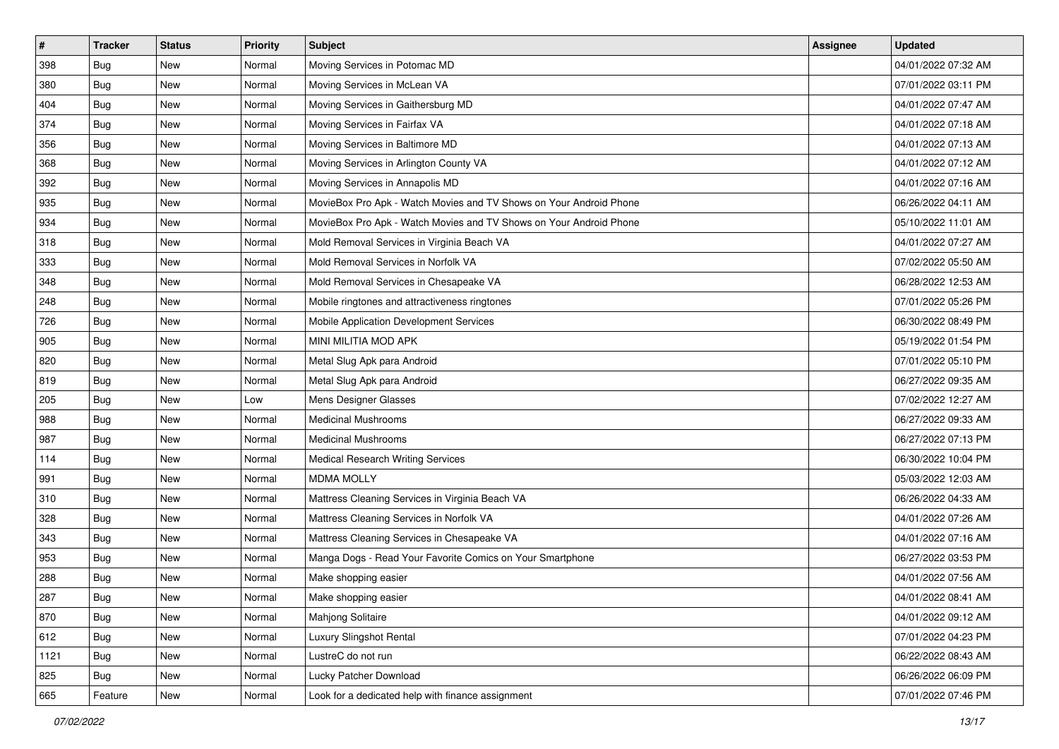| # | Tracker | Status | Priority | Subject | Assignee | Updated |
|---|---|---|---|---|---|---|
| 398 | Bug | New | Normal | Moving Services in Potomac MD | | 04/01/2022 07:32 AM |
| 380 | Bug | New | Normal | Moving Services in McLean VA | | 07/01/2022 03:11 PM |
| 404 | Bug | New | Normal | Moving Services in Gaithersburg MD | | 04/01/2022 07:47 AM |
| 374 | Bug | New | Normal | Moving Services in Fairfax VA | | 04/01/2022 07:18 AM |
| 356 | Bug | New | Normal | Moving Services in Baltimore MD | | 04/01/2022 07:13 AM |
| 368 | Bug | New | Normal | Moving Services in Arlington County VA | | 04/01/2022 07:12 AM |
| 392 | Bug | New | Normal | Moving Services in Annapolis MD | | 04/01/2022 07:16 AM |
| 935 | Bug | New | Normal | MovieBox Pro Apk - Watch Movies and TV Shows on Your Android Phone | | 06/26/2022 04:11 AM |
| 934 | Bug | New | Normal | MovieBox Pro Apk - Watch Movies and TV Shows on Your Android Phone | | 05/10/2022 11:01 AM |
| 318 | Bug | New | Normal | Mold Removal Services in Virginia Beach VA | | 04/01/2022 07:27 AM |
| 333 | Bug | New | Normal | Mold Removal Services in Norfolk VA | | 07/02/2022 05:50 AM |
| 348 | Bug | New | Normal | Mold Removal Services in Chesapeake VA | | 06/28/2022 12:53 AM |
| 248 | Bug | New | Normal | Mobile ringtones and attractiveness ringtones | | 07/01/2022 05:26 PM |
| 726 | Bug | New | Normal | Mobile Application Development Services | | 06/30/2022 08:49 PM |
| 905 | Bug | New | Normal | MINI MILITIA MOD APK | | 05/19/2022 01:54 PM |
| 820 | Bug | New | Normal | Metal Slug Apk para Android | | 07/01/2022 05:10 PM |
| 819 | Bug | New | Normal | Metal Slug Apk para Android | | 06/27/2022 09:35 AM |
| 205 | Bug | New | Low | Mens Designer Glasses | | 07/02/2022 12:27 AM |
| 988 | Bug | New | Normal | Medicinal Mushrooms | | 06/27/2022 09:33 AM |
| 987 | Bug | New | Normal | Medicinal Mushrooms | | 06/27/2022 07:13 PM |
| 114 | Bug | New | Normal | Medical Research Writing Services | | 06/30/2022 10:04 PM |
| 991 | Bug | New | Normal | MDMA MOLLY | | 05/03/2022 12:03 AM |
| 310 | Bug | New | Normal | Mattress Cleaning Services in Virginia Beach VA | | 06/26/2022 04:33 AM |
| 328 | Bug | New | Normal | Mattress Cleaning Services in Norfolk VA | | 04/01/2022 07:26 AM |
| 343 | Bug | New | Normal | Mattress Cleaning Services in Chesapeake VA | | 04/01/2022 07:16 AM |
| 953 | Bug | New | Normal | Manga Dogs - Read Your Favorite Comics on Your Smartphone | | 06/27/2022 03:53 PM |
| 288 | Bug | New | Normal | Make shopping easier | | 04/01/2022 07:56 AM |
| 287 | Bug | New | Normal | Make shopping easier | | 04/01/2022 08:41 AM |
| 870 | Bug | New | Normal | Mahjong Solitaire | | 04/01/2022 09:12 AM |
| 612 | Bug | New | Normal | Luxury Slingshot Rental | | 07/01/2022 04:23 PM |
| 1121 | Bug | New | Normal | LustreC do not run | | 06/22/2022 08:43 AM |
| 825 | Bug | New | Normal | Lucky Patcher Download | | 06/26/2022 06:09 PM |
| 665 | Feature | New | Normal | Look for a dedicated help with finance assignment | | 07/01/2022 07:46 PM |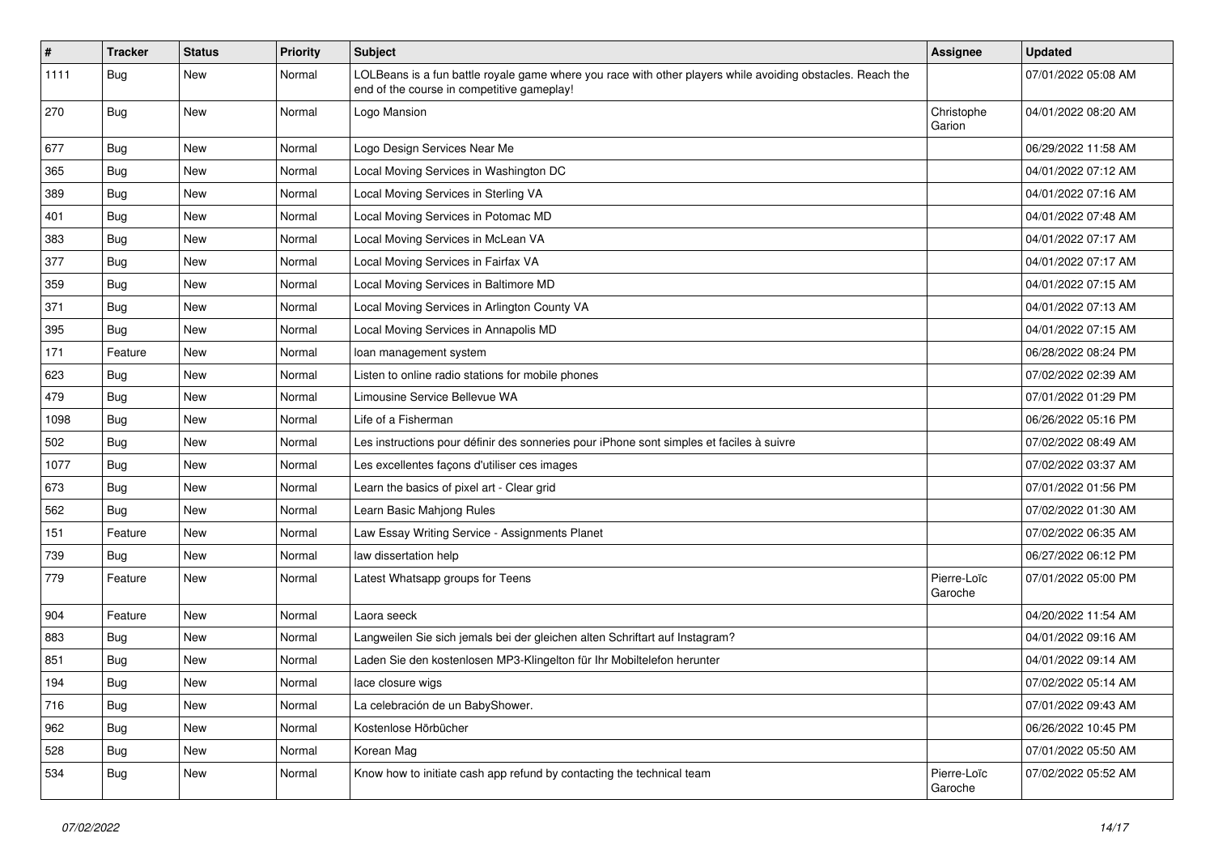| # | Tracker | Status | Priority | Subject | Assignee | Updated |
|---|---|---|---|---|---|---|
| 1111 | Bug | New | Normal | LOLBeans is a fun battle royale game where you race with other players while avoiding obstacles. Reach the end of the course in competitive gameplay! | | 07/01/2022 05:08 AM |
| 270 | Bug | New | Normal | Logo Mansion | Christophe Garion | 04/01/2022 08:20 AM |
| 677 | Bug | New | Normal | Logo Design Services Near Me | | 06/29/2022 11:58 AM |
| 365 | Bug | New | Normal | Local Moving Services in Washington DC | | 04/01/2022 07:12 AM |
| 389 | Bug | New | Normal | Local Moving Services in Sterling VA | | 04/01/2022 07:16 AM |
| 401 | Bug | New | Normal | Local Moving Services in Potomac MD | | 04/01/2022 07:48 AM |
| 383 | Bug | New | Normal | Local Moving Services in McLean VA | | 04/01/2022 07:17 AM |
| 377 | Bug | New | Normal | Local Moving Services in Fairfax VA | | 04/01/2022 07:17 AM |
| 359 | Bug | New | Normal | Local Moving Services in Baltimore MD | | 04/01/2022 07:15 AM |
| 371 | Bug | New | Normal | Local Moving Services in Arlington County VA | | 04/01/2022 07:13 AM |
| 395 | Bug | New | Normal | Local Moving Services in Annapolis MD | | 04/01/2022 07:15 AM |
| 171 | Feature | New | Normal | loan management system | | 06/28/2022 08:24 PM |
| 623 | Bug | New | Normal | Listen to online radio stations for mobile phones | | 07/02/2022 02:39 AM |
| 479 | Bug | New | Normal | Limousine Service Bellevue WA | | 07/01/2022 01:29 PM |
| 1098 | Bug | New | Normal | Life of a Fisherman | | 06/26/2022 05:16 PM |
| 502 | Bug | New | Normal | Les instructions pour définir des sonneries pour iPhone sont simples et faciles à suivre | | 07/02/2022 08:49 AM |
| 1077 | Bug | New | Normal | Les excellentes façons d'utiliser ces images | | 07/02/2022 03:37 AM |
| 673 | Bug | New | Normal | Learn the basics of pixel art - Clear grid | | 07/01/2022 01:56 PM |
| 562 | Bug | New | Normal | Learn Basic Mahjong Rules | | 07/02/2022 01:30 AM |
| 151 | Feature | New | Normal | Law Essay Writing Service - Assignments Planet | | 07/02/2022 06:35 AM |
| 739 | Bug | New | Normal | law dissertation help | | 06/27/2022 06:12 PM |
| 779 | Feature | New | Normal | Latest Whatsapp groups for Teens | Pierre-Loïc Garoche | 07/01/2022 05:00 PM |
| 904 | Feature | New | Normal | Laora seeck | | 04/20/2022 11:54 AM |
| 883 | Bug | New | Normal | Langweilen Sie sich jemals bei der gleichen alten Schriftart auf Instagram? | | 04/01/2022 09:16 AM |
| 851 | Bug | New | Normal | Laden Sie den kostenlosen MP3-Klingelton für Ihr Mobiltelefon herunter | | 04/01/2022 09:14 AM |
| 194 | Bug | New | Normal | lace closure wigs | | 07/02/2022 05:14 AM |
| 716 | Bug | New | Normal | La celebración de un BabyShower. | | 07/01/2022 09:43 AM |
| 962 | Bug | New | Normal | Kostenlose Hörbücher | | 06/26/2022 10:45 PM |
| 528 | Bug | New | Normal | Korean Mag | | 07/01/2022 05:50 AM |
| 534 | Bug | New | Normal | Know how to initiate cash app refund by contacting the technical team | Pierre-Loïc Garoche | 07/02/2022 05:52 AM |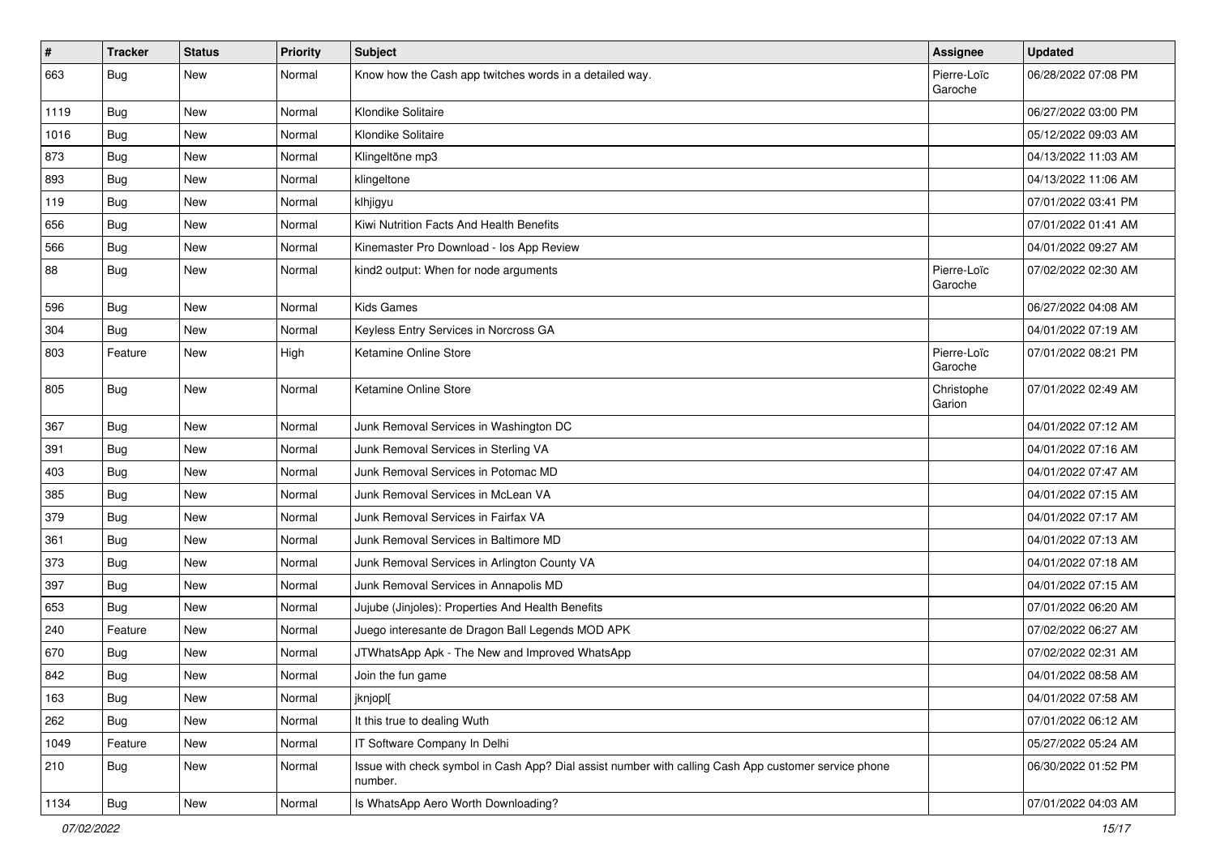| # | Tracker | Status | Priority | Subject | Assignee | Updated |
|---|---|---|---|---|---|---|
| 663 | Bug | New | Normal | Know how the Cash app twitches words in a detailed way. | Pierre-Loïc Garoche | 06/28/2022 07:08 PM |
| 1119 | Bug | New | Normal | Klondike Solitaire | | 06/27/2022 03:00 PM |
| 1016 | Bug | New | Normal | Klondike Solitaire | | 05/12/2022 09:03 AM |
| 873 | Bug | New | Normal | Klingeltöne mp3 | | 04/13/2022 11:03 AM |
| 893 | Bug | New | Normal | klingeltone | | 04/13/2022 11:06 AM |
| 119 | Bug | New | Normal | klhjigyu | | 07/01/2022 03:41 PM |
| 656 | Bug | New | Normal | Kiwi Nutrition Facts And Health Benefits | | 07/01/2022 01:41 AM |
| 566 | Bug | New | Normal | Kinemaster Pro Download - Ios App Review | | 04/01/2022 09:27 AM |
| 88 | Bug | New | Normal | kind2 output: When for node arguments | Pierre-Loïc Garoche | 07/02/2022 02:30 AM |
| 596 | Bug | New | Normal | Kids Games | | 06/27/2022 04:08 AM |
| 304 | Bug | New | Normal | Keyless Entry Services in Norcross GA | | 04/01/2022 07:19 AM |
| 803 | Feature | New | High | Ketamine Online Store | Pierre-Loïc Garoche | 07/01/2022 08:21 PM |
| 805 | Bug | New | Normal | Ketamine Online Store | Christophe Garion | 07/01/2022 02:49 AM |
| 367 | Bug | New | Normal | Junk Removal Services in Washington DC | | 04/01/2022 07:12 AM |
| 391 | Bug | New | Normal | Junk Removal Services in Sterling VA | | 04/01/2022 07:16 AM |
| 403 | Bug | New | Normal | Junk Removal Services in Potomac MD | | 04/01/2022 07:47 AM |
| 385 | Bug | New | Normal | Junk Removal Services in McLean VA | | 04/01/2022 07:15 AM |
| 379 | Bug | New | Normal | Junk Removal Services in Fairfax VA | | 04/01/2022 07:17 AM |
| 361 | Bug | New | Normal | Junk Removal Services in Baltimore MD | | 04/01/2022 07:13 AM |
| 373 | Bug | New | Normal | Junk Removal Services in Arlington County VA | | 04/01/2022 07:18 AM |
| 397 | Bug | New | Normal | Junk Removal Services in Annapolis MD | | 04/01/2022 07:15 AM |
| 653 | Bug | New | Normal | Jujube (Jinjoles): Properties And Health Benefits | | 07/01/2022 06:20 AM |
| 240 | Feature | New | Normal | Juego interesante de Dragon Ball Legends MOD APK | | 07/02/2022 06:27 AM |
| 670 | Bug | New | Normal | JTWhatsApp Apk - The New and Improved WhatsApp | | 07/02/2022 02:31 AM |
| 842 | Bug | New | Normal | Join the fun game | | 04/01/2022 08:58 AM |
| 163 | Bug | New | Normal | jknjopl[ | | 04/01/2022 07:58 AM |
| 262 | Bug | New | Normal | It this true to dealing Wuth | | 07/01/2022 06:12 AM |
| 1049 | Feature | New | Normal | IT Software Company In Delhi | | 05/27/2022 05:24 AM |
| 210 | Bug | New | Normal | Issue with check symbol in Cash App? Dial assist number with calling Cash App customer service phone number. | | 06/30/2022 01:52 PM |
| 1134 | Bug | New | Normal | Is WhatsApp Aero Worth Downloading? | | 07/01/2022 04:03 AM |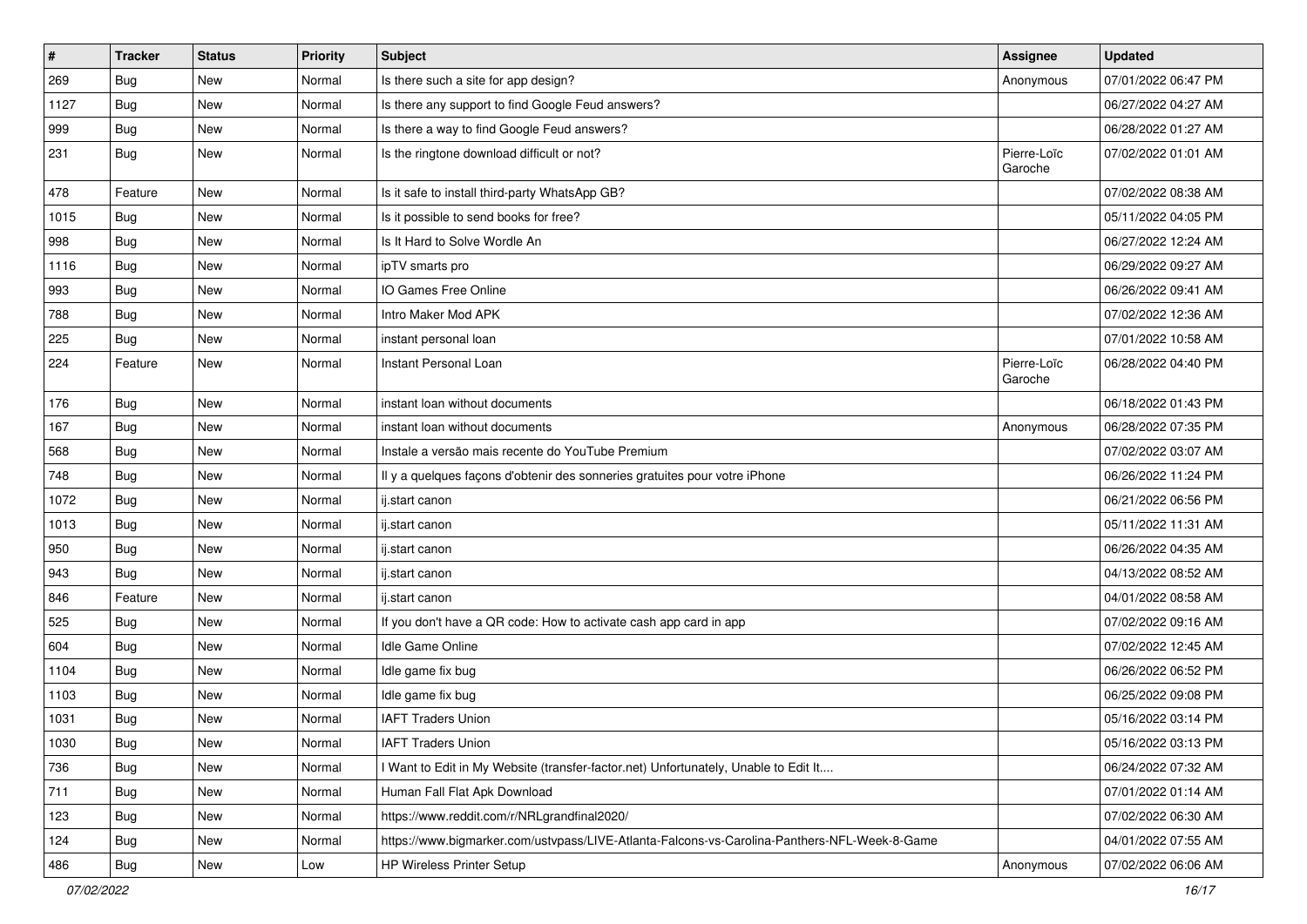| # | Tracker | Status | Priority | Subject | Assignee | Updated |
|---|---|---|---|---|---|---|
| 269 | Bug | New | Normal | Is there such a site for app design? | Anonymous | 07/01/2022 06:47 PM |
| 1127 | Bug | New | Normal | Is there any support to find Google Feud answers? | | 06/27/2022 04:27 AM |
| 999 | Bug | New | Normal | Is there a way to find Google Feud answers? | | 06/28/2022 01:27 AM |
| 231 | Bug | New | Normal | Is the ringtone download difficult or not? | Pierre-Loïc Garoche | 07/02/2022 01:01 AM |
| 478 | Feature | New | Normal | Is it safe to install third-party WhatsApp GB? | | 07/02/2022 08:38 AM |
| 1015 | Bug | New | Normal | Is it possible to send books for free? | | 05/11/2022 04:05 PM |
| 998 | Bug | New | Normal | Is It Hard to Solve Wordle An | | 06/27/2022 12:24 AM |
| 1116 | Bug | New | Normal | ipTV smarts pro | | 06/29/2022 09:27 AM |
| 993 | Bug | New | Normal | IO Games Free Online | | 06/26/2022 09:41 AM |
| 788 | Bug | New | Normal | Intro Maker Mod APK | | 07/02/2022 12:36 AM |
| 225 | Bug | New | Normal | instant personal loan | | 07/01/2022 10:58 AM |
| 224 | Feature | New | Normal | Instant Personal Loan | Pierre-Loïc Garoche | 06/28/2022 04:40 PM |
| 176 | Bug | New | Normal | instant loan without documents | | 06/18/2022 01:43 PM |
| 167 | Bug | New | Normal | instant loan without documents | Anonymous | 06/28/2022 07:35 PM |
| 568 | Bug | New | Normal | Instale a versão mais recente do YouTube Premium | | 07/02/2022 03:07 AM |
| 748 | Bug | New | Normal | Il y a quelques façons d'obtenir des sonneries gratuites pour votre iPhone | | 06/26/2022 11:24 PM |
| 1072 | Bug | New | Normal | ij.start canon | | 06/21/2022 06:56 PM |
| 1013 | Bug | New | Normal | ij.start canon | | 05/11/2022 11:31 AM |
| 950 | Bug | New | Normal | ij.start canon | | 06/26/2022 04:35 AM |
| 943 | Bug | New | Normal | ij.start canon | | 04/13/2022 08:52 AM |
| 846 | Feature | New | Normal | ij.start canon | | 04/01/2022 08:58 AM |
| 525 | Bug | New | Normal | If you don't have a QR code: How to activate cash app card in app | | 07/02/2022 09:16 AM |
| 604 | Bug | New | Normal | Idle Game Online | | 07/02/2022 12:45 AM |
| 1104 | Bug | New | Normal | Idle game fix bug | | 06/26/2022 06:52 PM |
| 1103 | Bug | New | Normal | Idle game fix bug | | 06/25/2022 09:08 PM |
| 1031 | Bug | New | Normal | IAFT Traders Union | | 05/16/2022 03:14 PM |
| 1030 | Bug | New | Normal | IAFT Traders Union | | 05/16/2022 03:13 PM |
| 736 | Bug | New | Normal | I Want to Edit in My Website (transfer-factor.net) Unfortunately, Unable to Edit It.... | | 06/24/2022 07:32 AM |
| 711 | Bug | New | Normal | Human Fall Flat Apk Download | | 07/01/2022 01:14 AM |
| 123 | Bug | New | Normal | https://www.reddit.com/r/NRLgrandfinal2020/ | | 07/02/2022 06:30 AM |
| 124 | Bug | New | Normal | https://www.bigmarker.com/ustvpass/LIVE-Atlanta-Falcons-vs-Carolina-Panthers-NFL-Week-8-Game | | 04/01/2022 07:55 AM |
| 486 | Bug | New | Low | HP Wireless Printer Setup | Anonymous | 07/02/2022 06:06 AM |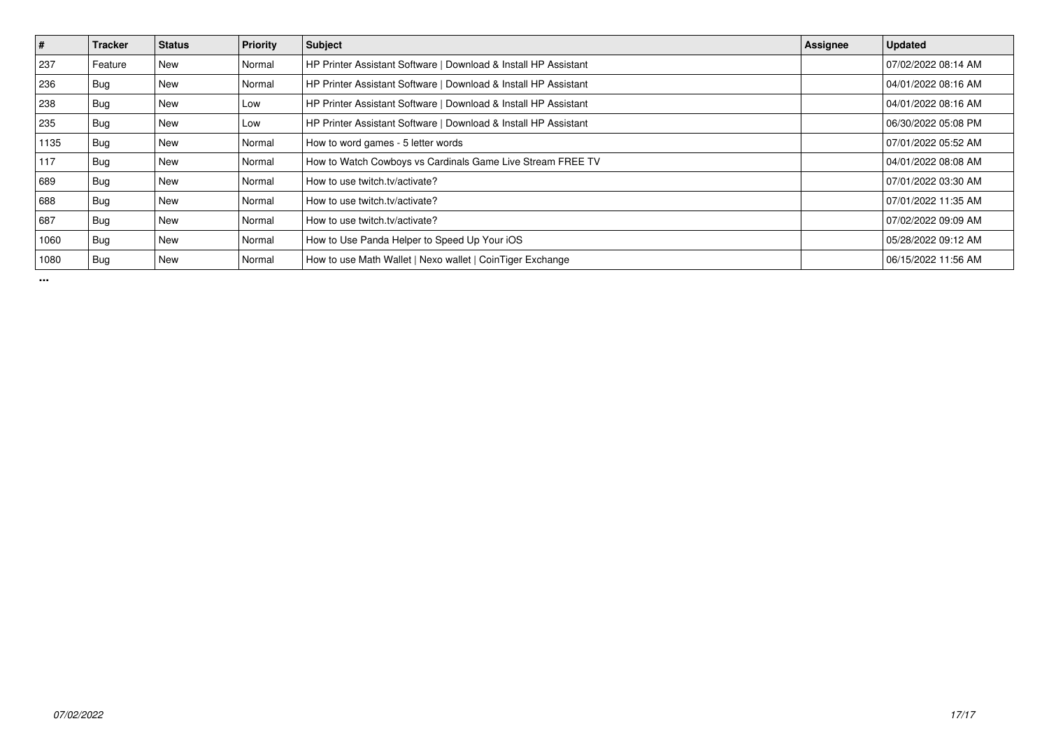| # | Tracker | Status | Priority | Subject | Assignee | Updated |
|---|---|---|---|---|---|---|
| 237 | Feature | New | Normal | HP Printer Assistant Software | Download & Install HP Assistant | | 07/02/2022 08:14 AM |
| 236 | Bug | New | Normal | HP Printer Assistant Software | Download & Install HP Assistant | | 04/01/2022 08:16 AM |
| 238 | Bug | New | Low | HP Printer Assistant Software | Download & Install HP Assistant | | 04/01/2022 08:16 AM |
| 235 | Bug | New | Low | HP Printer Assistant Software | Download & Install HP Assistant | | 06/30/2022 05:08 PM |
| 1135 | Bug | New | Normal | How to word games - 5 letter words | | 07/01/2022 05:52 AM |
| 117 | Bug | New | Normal | How to Watch Cowboys vs Cardinals Game Live Stream FREE TV | | 04/01/2022 08:08 AM |
| 689 | Bug | New | Normal | How to use twitch.tv/activate? | | 07/01/2022 03:30 AM |
| 688 | Bug | New | Normal | How to use twitch.tv/activate? | | 07/01/2022 11:35 AM |
| 687 | Bug | New | Normal | How to use twitch.tv/activate? | | 07/02/2022 09:09 AM |
| 1060 | Bug | New | Normal | How to Use Panda Helper to Speed Up Your iOS | | 05/28/2022 09:12 AM |
| 1080 | Bug | New | Normal | How to use Math Wallet | Nexo wallet | CoinTiger Exchange | | 06/15/2022 11:56 AM |

...